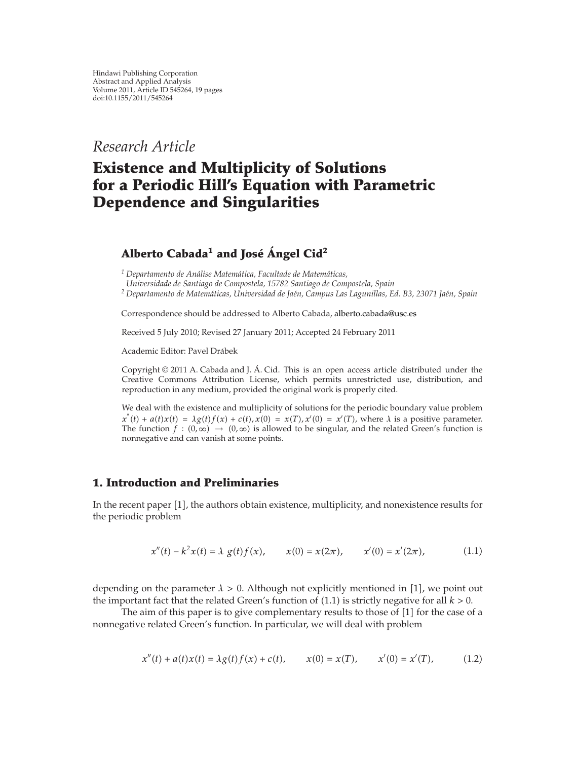Hindawi Publishing Corporation
Abstract and Applied Analysis
Volume 2011, Article ID 545264, 19 pages
doi:10.1155/2011/545264

*Research Article*

# Existence and Multiplicity of Solutions for a Periodic Hill's Equation with Parametric Dependence and Singularities

**Alberto Cabada[1] and José Ángel Cid[2]**

[1] *Departamento de Análise Matemática, Facultade de Matemáticas, Universidade de Santiago de Compostela, 15782 Santiago de Compostela, Spain*
[2] *Departamento de Matemáticas, Universidad de Jaén, Campus Las Lagunillas, Ed. B3, 23071 Jaén, Spain*

Correspondence should be addressed to Alberto Cabada, alberto.cabada@usc.es

Received 5 July 2010; Revised 27 January 2011; Accepted 24 February 2011

Academic Editor: Pavel Drábek

Copyright © 2011 A. Cabada and J. Á. Cid. This is an open access article distributed under the Creative Commons Attribution License, which permits unrestricted use, distribution, and reproduction in any medium, provided the original work is properly cited.

We deal with the existence and multiplicity of solutions for the periodic boundary value problem $x''(t) + a(t)x(t) = \lambda g(t)f(x) + c(t), x(0) = x(T), x'(0) = x'(T)$, where $\lambda$ is a positive parameter. The function $f : (0, \infty) \to (0, \infty)$ is allowed to be singular, and the related Green's function is nonnegative and can vanish at some points.

## 1. Introduction and Preliminaries

In the recent paper [1], the authors obtain existence, multiplicity, and nonexistence results for the periodic problem

$$x''(t) - k^2 x(t) = \lambda\ g(t)f(x), \qquad x(0) = x(2\pi), \qquad x'(0) = x'(2\pi), \tag{1.1}$$

depending on the parameter $\lambda > 0$. Although not explicitly mentioned in [1], we point out the important fact that the related Green's function of (1.1) is strictly negative for all $k > 0$.

The aim of this paper is to give complementary results to those of [1] for the case of a nonnegative related Green's function. In particular, we will deal with problem

$$x''(t) + a(t)x(t) = \lambda g(t)f(x) + c(t), \qquad x(0) = x(T), \qquad x'(0) = x'(T), \tag{1.2}$$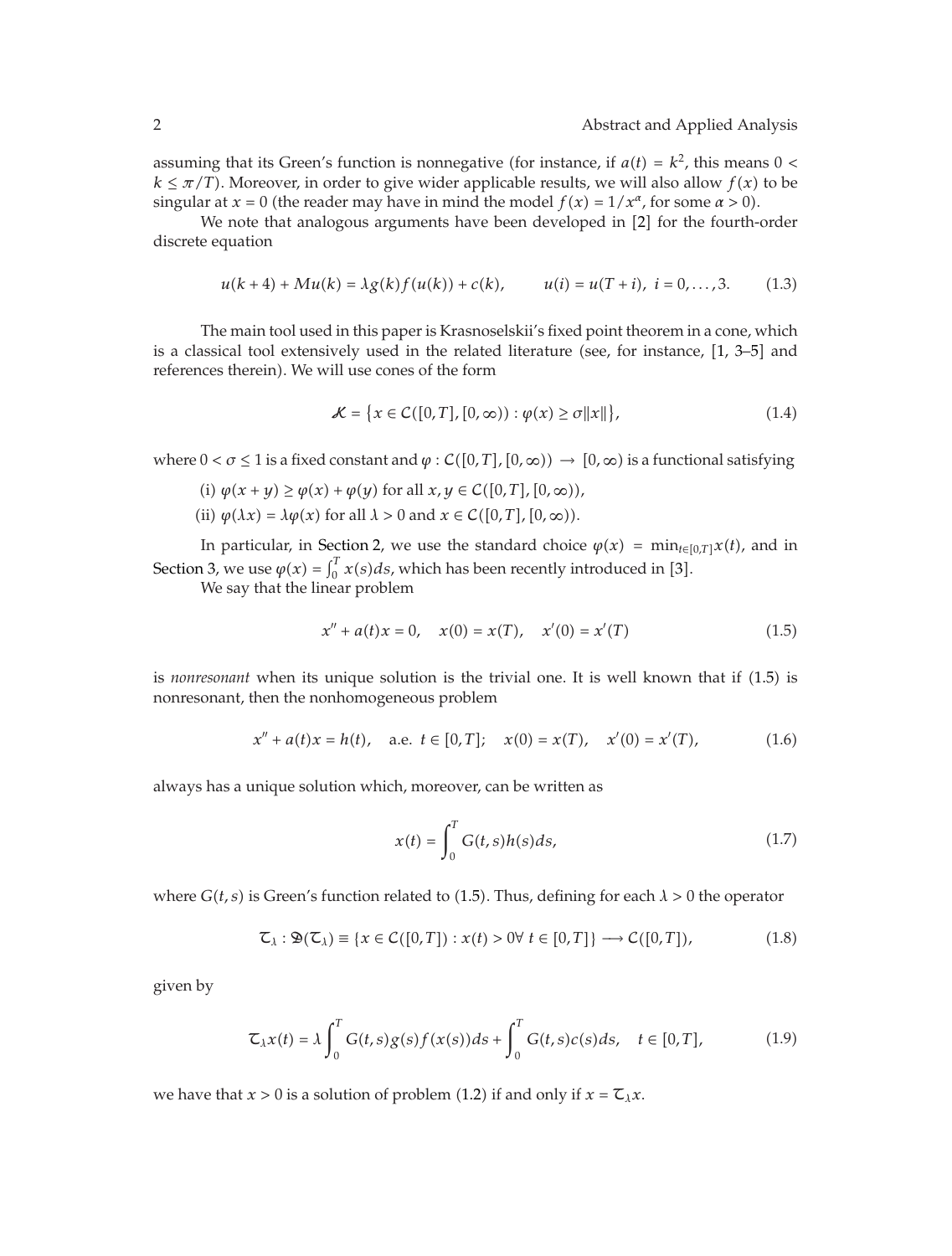assuming that its Green's function is nonnegative (for instance, if $a(t) = k^2$, this means $0 < k \leq \pi/T$). Moreover, in order to give wider applicable results, we will also allow $f(x)$ to be singular at $x = 0$ (the reader may have in mind the model $f(x) = 1/x^{\alpha}$, for some $\alpha > 0$).

We note that analogous arguments have been developed in [2] for the fourth-order discrete equation

$$u(k+4) + Mu(k) = \lambda g(k) f(u(k)) + c(k), \qquad u(i) = u(T+i),\ i = 0, \ldots, 3. \tag{1.3}$$

The main tool used in this paper is Krasnoselskii's fixed point theorem in a cone, which is a classical tool extensively used in the related literature (see, for instance, [1, 3–5] and references therein). We will use cones of the form

$$\mathcal{K} = \{x \in \mathcal{C}([0,T],[0,\infty)) : \varphi(x) \geq \sigma \|x\|\}, \tag{1.4}$$

where $0 < \sigma \leq 1$ is a fixed constant and $\varphi : \mathcal{C}([0,T],[0,\infty)) \to [0,\infty)$ is a functional satisfying

(i) $\varphi(x+y) \geq \varphi(x) + \varphi(y)$ for all $x, y \in \mathcal{C}([0,T],[0,\infty))$,

(ii) $\varphi(\lambda x) = \lambda \varphi(x)$ for all $\lambda > 0$ and $x \in \mathcal{C}([0,T],[0,\infty))$.

In particular, in Section 2, we use the standard choice $\varphi(x) = \min_{t\in[0,T]} x(t)$, and in Section 3, we use $\varphi(x) = \int_0^T x(s)ds$, which has been recently introduced in [3].

We say that the linear problem

$$x'' + a(t)x = 0, \quad x(0) = x(T), \quad x'(0) = x'(T) \tag{1.5}$$

is *nonresonant* when its unique solution is the trivial one. It is well known that if (1.5) is nonresonant, then the nonhomogeneous problem

$$x'' + a(t)x = h(t), \quad \text{a.e. } t \in [0,T]; \quad x(0) = x(T), \quad x'(0) = x'(T), \tag{1.6}$$

always has a unique solution which, moreover, can be written as

$$x(t) = \int_0^T G(t,s)h(s)ds, \tag{1.7}$$

where $G(t,s)$ is Green's function related to (1.5). Thus, defining for each $\lambda > 0$ the operator

$$\mathfrak{T}_\lambda : \mathfrak{D}(\mathfrak{T}_\lambda) \equiv \{x \in \mathcal{C}([0,T]) : x(t) > 0 \forall\ t \in [0,T]\} \longrightarrow \mathcal{C}([0,T]), \tag{1.8}$$

given by

$$\mathfrak{T}_\lambda x(t) = \lambda \int_0^T G(t,s)g(s)f(x(s))ds + \int_0^T G(t,s)c(s)ds, \quad t \in [0,T], \tag{1.9}$$

we have that $x > 0$ is a solution of problem (1.2) if and only if $x = \mathfrak{T}_\lambda x$.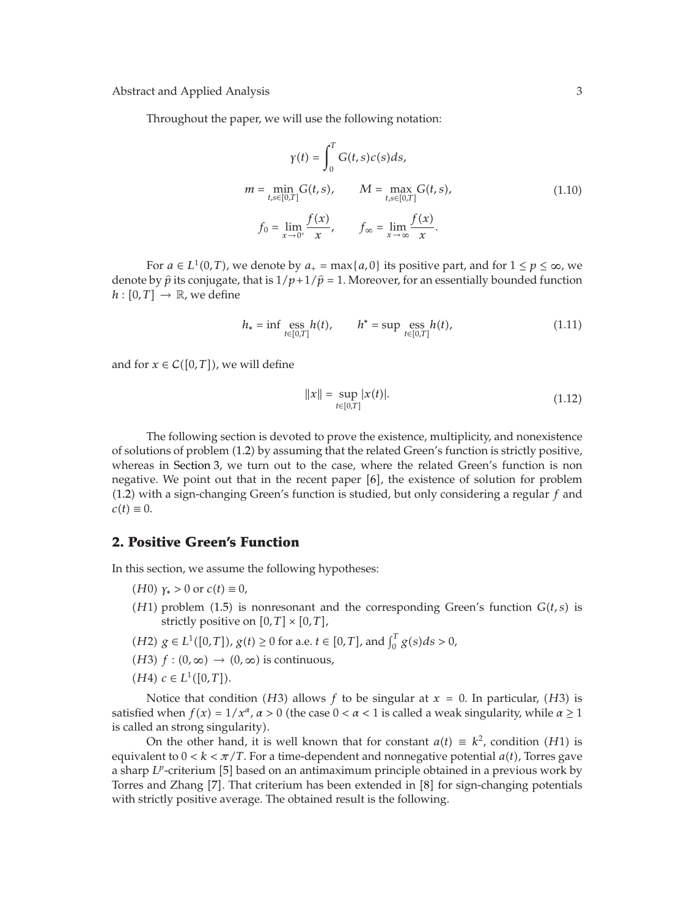Throughout the paper, we will use the following notation:

$$\gamma(t) = \int_0^T G(t,s)c(s)ds,$$
$$m = \min_{t,s\in[0,T]} G(t,s), \qquad M = \max_{t,s\in[0,T]} G(t,s), \tag{1.10}$$
$$f_0 = \lim_{x\to 0^+} \frac{f(x)}{x}, \qquad f_\infty = \lim_{x\to\infty} \frac{f(x)}{x}.$$

For $a \in L^1(0,T)$, we denote by $a_+ = \max\{a,0\}$ its positive part, and for $1 \le p \le \infty$, we denote by $\hat{p}$ its conjugate, that is $1/p + 1/\hat{p} = 1$. Moreover, for an essentially bounded function $h : [0,T] \to \mathbb{R}$, we define

$$h_* = \inf_{t\in[0,T]} \operatorname{ess} h(t), \qquad h^* = \sup_{t\in[0,T]} \operatorname{ess} h(t), \tag{1.11}$$

and for $x \in \mathcal{C}([0,T])$, we will define

$$\|x\| = \sup_{t\in[0,T]} |x(t)|. \tag{1.12}$$

The following section is devoted to prove the existence, multiplicity, and nonexistence of solutions of problem (1.2) by assuming that the related Green's function is strictly positive, whereas in Section 3, we turn out to the case, where the related Green's function is non negative. We point out that in the recent paper [6], the existence of solution for problem (1.2) with a sign-changing Green's function is studied, but only considering a regular $f$ and $c(t) \equiv 0$.

## 2. Positive Green's Function

In this section, we assume the following hypotheses:

($H0$) $\gamma_* > 0$ or $c(t) \equiv 0$,

($H1$) problem (1.5) is nonresonant and the corresponding Green's function $G(t,s)$ is strictly positive on $[0,T] \times [0,T]$,

($H2$) $g \in L^1([0,T])$, $g(t) \ge 0$ for a.e. $t \in [0,T]$, and $\int_0^T g(s)ds > 0$,

($H3$) $f : (0,\infty) \to (0,\infty)$ is continuous,

($H4$) $c \in L^1([0,T])$.

Notice that condition ($H3$) allows $f$ to be singular at $x = 0$. In particular, ($H3$) is satisfied when $f(x) = 1/x^\alpha$, $\alpha > 0$ (the case $0 < \alpha < 1$ is called a weak singularity, while $\alpha \ge 1$ is called an strong singularity).

On the other hand, it is well known that for constant $a(t) \equiv k^2$, condition ($H1$) is equivalent to $0 < k < \pi/T$. For a time-dependent and nonnegative potential $a(t)$, Torres gave a sharp $L^p$-criterium [5] based on an antimaximum principle obtained in a previous work by Torres and Zhang [7]. That criterium has been extended in [8] for sign-changing potentials with strictly positive average. The obtained result is the following.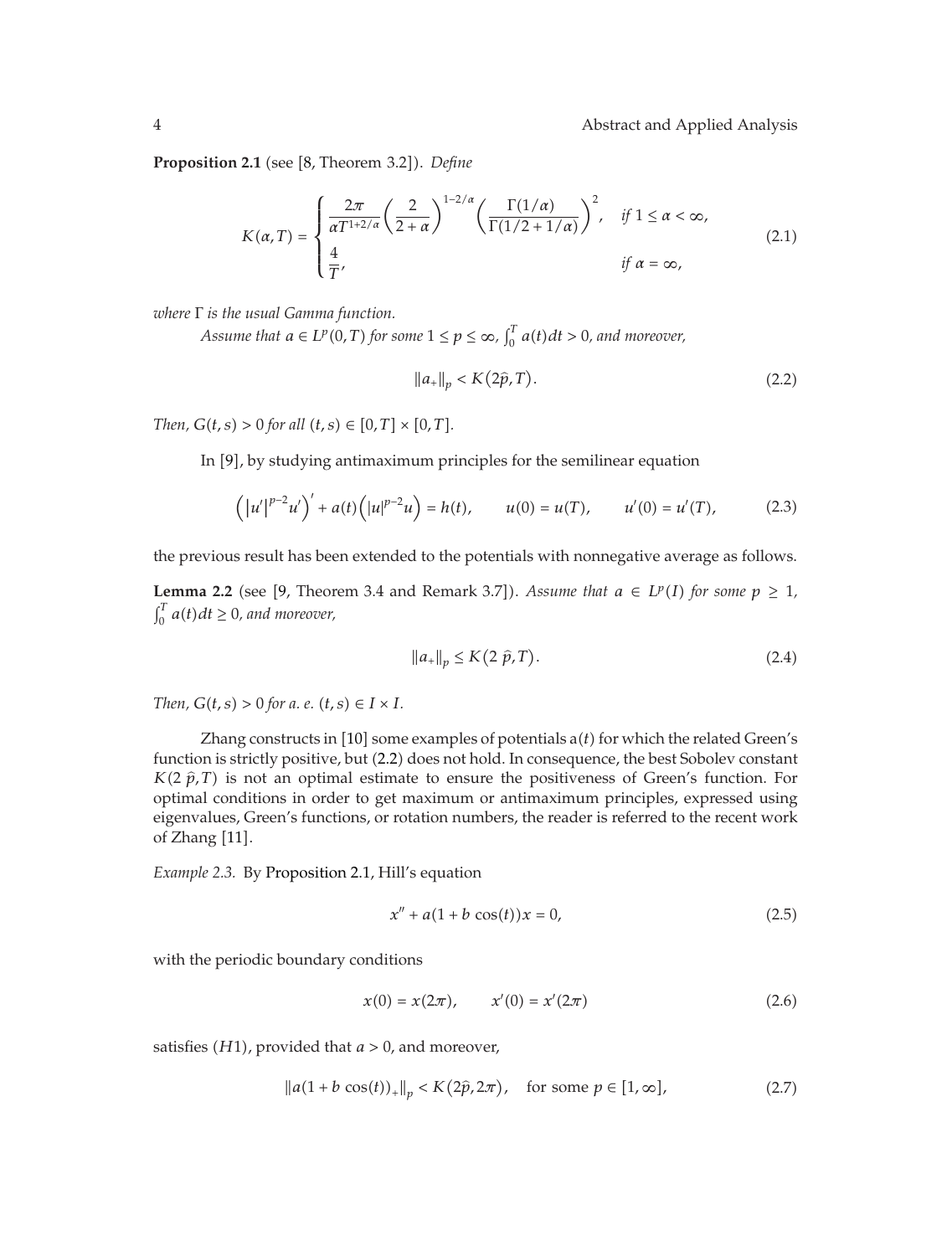**Proposition 2.1** (see [8, Theorem 3.2]). *Define*

$$K(\alpha, T) = \begin{cases} \dfrac{2\pi}{\alpha T^{1+2/\alpha}} \left( \dfrac{2}{2+\alpha} \right)^{1-2/\alpha} \left( \dfrac{\Gamma(1/\alpha)}{\Gamma(1/2+1/\alpha)} \right)^2, & \text{if } 1 \le \alpha < \infty, \\ \dfrac{4}{T}, & \text{if } \alpha = \infty, \end{cases} \tag{2.1}$$

*where $\Gamma$ is the usual Gamma function.*

*Assume that $a \in L^p(0, T)$ for some $1 \le p \le \infty$, $\int_0^T a(t)dt > 0$, and moreover,*

$$\|a_+\|_p < K(2\widehat{p}, T). \tag{2.2}$$

*Then, $G(t, s) > 0$ for all $(t, s) \in [0, T] \times [0, T]$.*

In [9], by studying antimaximum principles for the semilinear equation

$$\left( |u'|^{p-2} u' \right)' + a(t) \left( |u|^{p-2} u \right) = h(t), \qquad u(0) = u(T), \qquad u'(0) = u'(T), \tag{2.3}$$

the previous result has been extended to the potentials with nonnegative average as follows.

**Lemma 2.2** (see [9, Theorem 3.4 and Remark 3.7]). *Assume that $a \in L^p(I)$ for some $p \ge 1$, $\int_0^T a(t)dt \ge 0$, and moreover,*

$$\|a_+\|_p \le K(2\,\widehat{p}, T). \tag{2.4}$$

*Then, $G(t, s) > 0$ for a. e. $(t, s) \in I \times I$.*

Zhang constructs in [10] some examples of potentials $a(t)$ for which the related Green's function is strictly positive, but (2.2) does not hold. In consequence, the best Sobolev constant $K(2\,\widehat{p}, T)$ is not an optimal estimate to ensure the positiveness of Green's function. For optimal conditions in order to get maximum or antimaximum principles, expressed using eigenvalues, Green's functions, or rotation numbers, the reader is referred to the recent work of Zhang [11].

*Example 2.3.* By Proposition 2.1, Hill's equation

$$x'' + a(1 + b\cos(t))x = 0, \tag{2.5}$$

with the periodic boundary conditions

$$x(0) = x(2\pi), \qquad x'(0) = x'(2\pi) \tag{2.6}$$

satisfies $(H1)$, provided that $a > 0$, and moreover,

$$\|a(1 + b\cos(t))_+\|_p < K(2\widehat{p}, 2\pi), \quad \text{for some } p \in [1, \infty], \tag{2.7}$$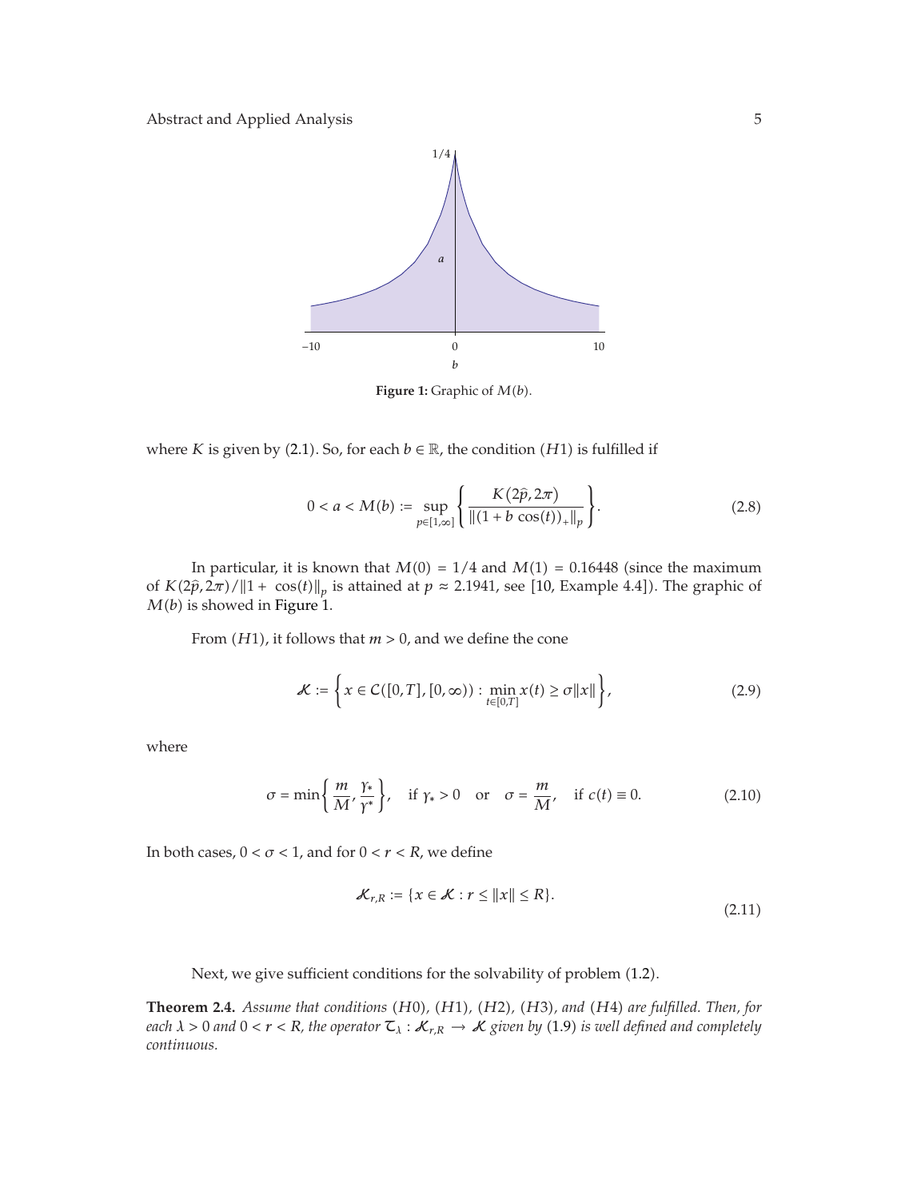Figure 1: Graphic of $M(b)$.

where $K$ is given by (2.1). So, for each $b \in \mathbb{R}$, the condition $(H1)$ is fulfilled if

$$0 < a < M(b) := \sup_{p \in [1,\infty]} \left\{ \frac{K(2\hat{p}, 2\pi)}{\|(1 + b\cos(t))_+\|_p} \right\}. \tag{2.8}$$

In particular, it is known that $M(0) = 1/4$ and $M(1) = 0.16448$ (since the maximum of $K(2\hat{p}, 2\pi)/\|1 + \cos(t)\|_p$ is attained at $p \approx 2.1941$, see [10, Example 4.4]). The graphic of $M(b)$ is showed in Figure 1.

From $(H1)$, it follows that $m > 0$, and we define the cone

$$\mathcal{K} := \left\{ x \in C([0,T], [0,\infty)) : \min_{t \in [0,T]} x(t) \geq \sigma \|x\| \right\}, \tag{2.9}$$

where

$$\sigma = \min\left\{ \frac{m}{M}, \frac{\gamma_*}{\gamma^*} \right\}, \quad \text{if } \gamma_* > 0 \quad \text{or} \quad \sigma = \frac{m}{M}, \quad \text{if } c(t) \equiv 0. \tag{2.10}$$

In both cases, $0 < \sigma < 1$, and for $0 < r < R$, we define

$$\mathcal{K}_{r,R} := \{ x \in \mathcal{K} : r \leq \|x\| \leq R \}. \tag{2.11}$$

Next, we give sufficient conditions for the solvability of problem (1.2).

**Theorem 2.4.** *Assume that conditions $(H0)$, $(H1)$, $(H2)$, $(H3)$, and $(H4)$ are fulfilled. Then, for each $\lambda > 0$ and $0 < r < R$, the operator $\mathcal{T}_\lambda : \mathcal{K}_{r,R} \to \mathcal{K}$ given by (1.9) is well defined and completely continuous.*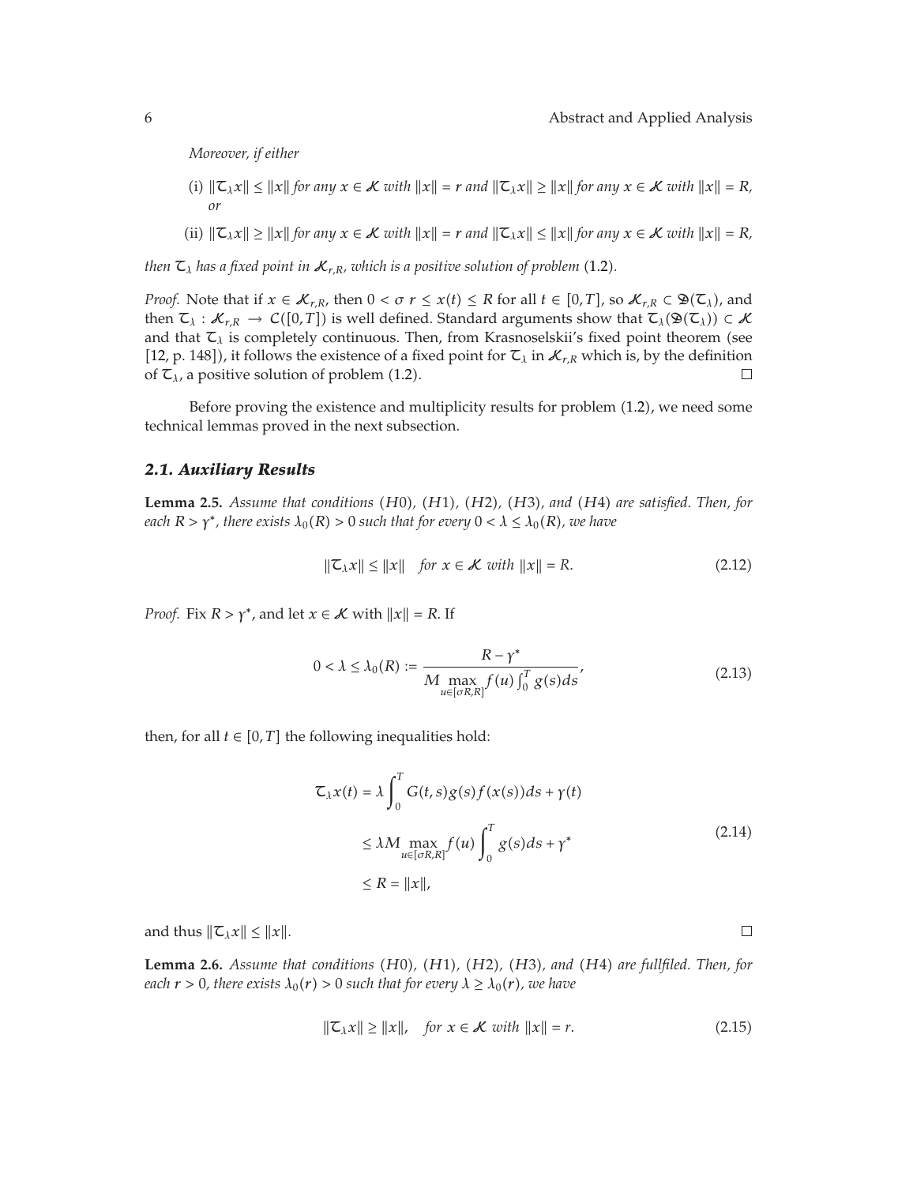*Moreover, if either*

(i) $\|\mathcal{T}_\lambda x\| \leq \|x\|$ *for any* $x \in \mathcal{K}$ *with* $\|x\| = r$ *and* $\|\mathcal{T}_\lambda x\| \geq \|x\|$ *for any* $x \in \mathcal{K}$ *with* $\|x\| = R$, *or*

(ii) $\|\mathcal{T}_\lambda x\| \geq \|x\|$ *for any* $x \in \mathcal{K}$ *with* $\|x\| = r$ *and* $\|\mathcal{T}_\lambda x\| \leq \|x\|$ *for any* $x \in \mathcal{K}$ *with* $\|x\| = R$,

*then* $\mathcal{T}_\lambda$ *has a fixed point in* $\mathcal{K}_{r,R}$, *which is a positive solution of problem* (1.2).

*Proof.* Note that if $x \in \mathcal{K}_{r,R}$, then $0 < \sigma\, r \leq x(t) \leq R$ for all $t \in [0,T]$, so $\mathcal{K}_{r,R} \subset \mathfrak{D}(\mathcal{T}_\lambda)$, and then $\mathcal{T}_\lambda : \mathcal{K}_{r,R} \to C([0,T])$ is well defined. Standard arguments show that $\mathcal{T}_\lambda(\mathfrak{D}(\mathcal{T}_\lambda)) \subset \mathcal{K}$ and that $\mathcal{T}_\lambda$ is completely continuous. Then, from Krasnoselskii's fixed point theorem (see [12, p. 148]), it follows the existence of a fixed point for $\mathcal{T}_\lambda$ in $\mathcal{K}_{r,R}$ which is, by the definition of $\mathcal{T}_\lambda$, a positive solution of problem (1.2). □

Before proving the existence and multiplicity results for problem (1.2), we need some technical lemmas proved in the next subsection.

### *2.1. Auxiliary Results*

**Lemma 2.5.** *Assume that conditions* $(H0)$, $(H1)$, $(H2)$, $(H3)$, *and* $(H4)$ *are satisfied. Then, for each* $R > \gamma^*$, *there exists* $\lambda_0(R) > 0$ *such that for every* $0 < \lambda \leq \lambda_0(R)$, *we have*

$$\|\mathcal{T}_\lambda x\| \leq \|x\| \quad \text{for } x \in \mathcal{K} \text{ with } \|x\| = R. \tag{2.12}$$

*Proof.* Fix $R > \gamma^*$, and let $x \in \mathcal{K}$ with $\|x\| = R$. If

$$0 < \lambda \leq \lambda_0(R) := \frac{R - \gamma^*}{M \max_{u \in [\sigma R, R]} f(u) \int_0^T g(s)ds}, \tag{2.13}$$

then, for all $t \in [0,T]$ the following inequalities hold:

$$\begin{aligned}
\mathcal{T}_\lambda x(t) &= \lambda \int_0^T G(t,s) g(s) f(x(s)) ds + \gamma(t) \\
&\leq \lambda M \max_{u \in [\sigma R, R]} f(u) \int_0^T g(s) ds + \gamma^* \\
&\leq R = \|x\|,
\end{aligned} \tag{2.14}$$

and thus $\|\mathcal{T}_\lambda x\| \leq \|x\|$. □

**Lemma 2.6.** *Assume that conditions* $(H0)$, $(H1)$, $(H2)$, $(H3)$, *and* $(H4)$ *are fullfiled. Then, for each* $r > 0$, *there exists* $\lambda_0(r) > 0$ *such that for every* $\lambda \geq \lambda_0(r)$, *we have*

$$\|\mathcal{T}_\lambda x\| \geq \|x\|, \quad \text{for } x \in \mathcal{K} \text{ with } \|x\| = r. \tag{2.15}$$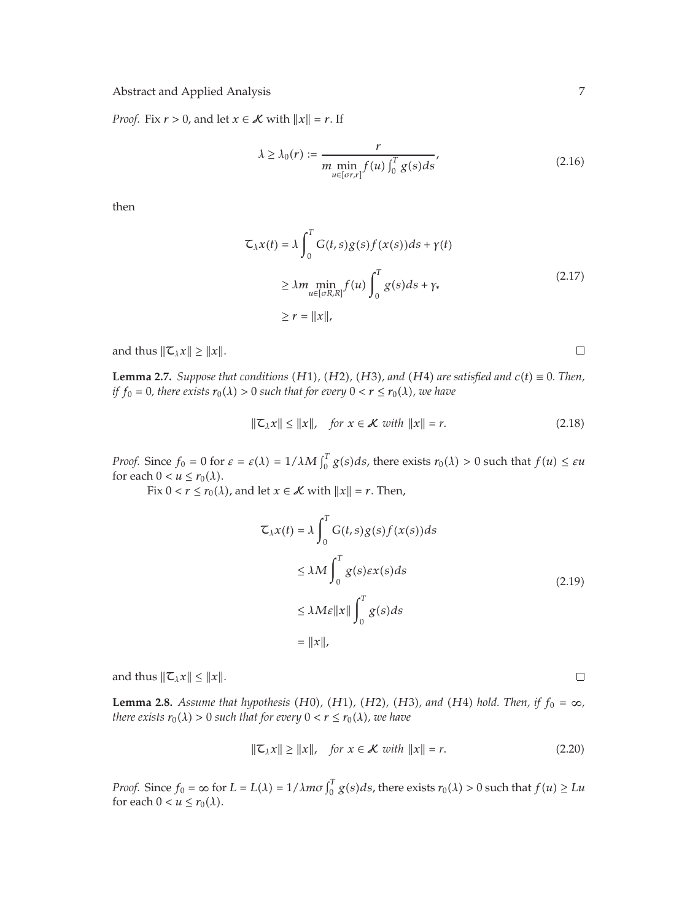*Proof.* Fix $r > 0$, and let $x \in \mathcal{K}$ with $\|x\| = r$. If

$$\lambda \geq \lambda_0(r) := \frac{r}{m \min_{u \in [\sigma r, r]} f(u) \int_0^T g(s) ds}, \tag{2.16}$$

then

$$\begin{aligned} \mathcal{T}_\lambda x(t) &= \lambda \int_0^T G(t,s) g(s) f(x(s)) ds + \gamma(t) \\ &\geq \lambda m \min_{u \in [\sigma R, R]} f(u) \int_0^T g(s) ds + \gamma_* \\ &\geq r = \|x\|, \end{aligned} \tag{2.17}$$

and thus $\|\mathcal{T}_\lambda x\| \geq \|x\|$. □

**Lemma 2.7.** *Suppose that conditions* $(H1)$, $(H2)$, $(H3)$, *and* $(H4)$ *are satisfied and* $c(t) \equiv 0$. *Then, if* $f_0 = 0$, *there exists* $r_0(\lambda) > 0$ *such that for every* $0 < r \leq r_0(\lambda)$, *we have*

$$\|\mathcal{T}_\lambda x\| \leq \|x\|, \quad \text{for } x \in \mathcal{K} \text{ with } \|x\| = r. \tag{2.18}$$

*Proof.* Since $f_0 = 0$ for $\varepsilon = \varepsilon(\lambda) = 1/\lambda M \int_0^T g(s) ds$, there exists $r_0(\lambda) > 0$ such that $f(u) \leq \varepsilon u$ for each $0 < u \leq r_0(\lambda)$.

Fix $0 < r \leq r_0(\lambda)$, and let $x \in \mathcal{K}$ with $\|x\| = r$. Then,

$$\begin{aligned} \mathcal{T}_\lambda x(t) &= \lambda \int_0^T G(t,s) g(s) f(x(s)) ds \\ &\leq \lambda M \int_0^T g(s) \varepsilon x(s) ds \\ &\leq \lambda M \varepsilon \|x\| \int_0^T g(s) ds \\ &= \|x\|, \end{aligned} \tag{2.19}$$

and thus $\|\mathcal{T}_\lambda x\| \leq \|x\|$. □

**Lemma 2.8.** *Assume that hypothesis* $(H0)$, $(H1)$, $(H2)$, $(H3)$, *and* $(H4)$ *hold. Then, if* $f_0 = \infty$, *there exists* $r_0(\lambda) > 0$ *such that for every* $0 < r \leq r_0(\lambda)$, *we have*

$$\|\mathcal{T}_\lambda x\| \geq \|x\|, \quad \text{for } x \in \mathcal{K} \text{ with } \|x\| = r. \tag{2.20}$$

*Proof.* Since $f_0 = \infty$ for $L = L(\lambda) = 1/\lambda m \sigma \int_0^T g(s) ds$, there exists $r_0(\lambda) > 0$ such that $f(u) \geq Lu$ for each $0 < u \leq r_0(\lambda)$.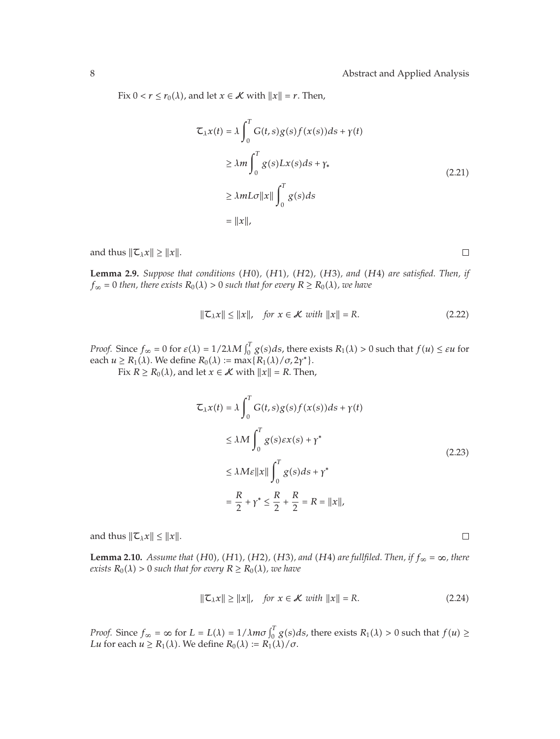Fix $0 < r \leq r_0(\lambda)$, and let $x \in \mathcal{K}$ with $\|x\| = r$. Then,

$$
\begin{aligned}
\mathcal{T}_\lambda x(t) &= \lambda \int_0^T G(t,s) g(s) f(x(s)) ds + \gamma(t) \\
&\geq \lambda m \int_0^T g(s) L x(s) ds + \gamma_* \\
&\geq \lambda m L \sigma \|x\| \int_0^T g(s) ds \\
&= \|x\|,
\end{aligned}
\tag{2.21}
$$

and thus $\|\mathcal{T}_\lambda x\| \geq \|x\|$. $\square$

**Lemma 2.9.** *Suppose that conditions* $(H0)$, $(H1)$, $(H2)$, $(H3)$, *and* $(H4)$ *are satisfied. Then, if* $f_\infty = 0$ *then, there exists* $R_0(\lambda) > 0$ *such that for every* $R \geq R_0(\lambda)$, *we have*

$$
\|\mathcal{T}_\lambda x\| \leq \|x\|, \quad \text{for } x \in \mathcal{K} \text{ with } \|x\| = R. \tag{2.22}
$$

*Proof.* Since $f_\infty = 0$ for $\varepsilon(\lambda) = 1/2\lambda M \int_0^T g(s) ds$, there exists $R_1(\lambda) > 0$ such that $f(u) \leq \varepsilon u$ for each $u \geq R_1(\lambda)$. We define $R_0(\lambda) := \max\{R_1(\lambda)/\sigma, 2\gamma^*\}$.

Fix $R \geq R_0(\lambda)$, and let $x \in \mathcal{K}$ with $\|x\| = R$. Then,

$$
\begin{aligned}
\mathcal{T}_\lambda x(t) &= \lambda \int_0^T G(t,s) g(s) f(x(s)) ds + \gamma(t) \\
&\leq \lambda M \int_0^T g(s) \varepsilon x(s) + \gamma^* \\
&\leq \lambda M \varepsilon \|x\| \int_0^T g(s) ds + \gamma^* \\
&= \frac{R}{2} + \gamma^* \leq \frac{R}{2} + \frac{R}{2} = R = \|x\|,
\end{aligned}
\tag{2.23}
$$

and thus $\|\mathcal{T}_\lambda x\| \leq \|x\|$. $\square$

**Lemma 2.10.** *Assume that* $(H0)$, $(H1)$, $(H2)$, $(H3)$, *and* $(H4)$ *are fullfiled. Then, if* $f_\infty = \infty$, *there exists* $R_0(\lambda) > 0$ *such that for every* $R \geq R_0(\lambda)$, *we have*

$$
\|\mathcal{T}_\lambda x\| \geq \|x\|, \quad \text{for } x \in \mathcal{K} \text{ with } \|x\| = R. \tag{2.24}
$$

*Proof.* Since $f_\infty = \infty$ for $L = L(\lambda) = 1/\lambda m \sigma \int_0^T g(s) ds$, there exists $R_1(\lambda) > 0$ such that $f(u) \geq Lu$ for each $u \geq R_1(\lambda)$. We define $R_0(\lambda) := R_1(\lambda)/\sigma$.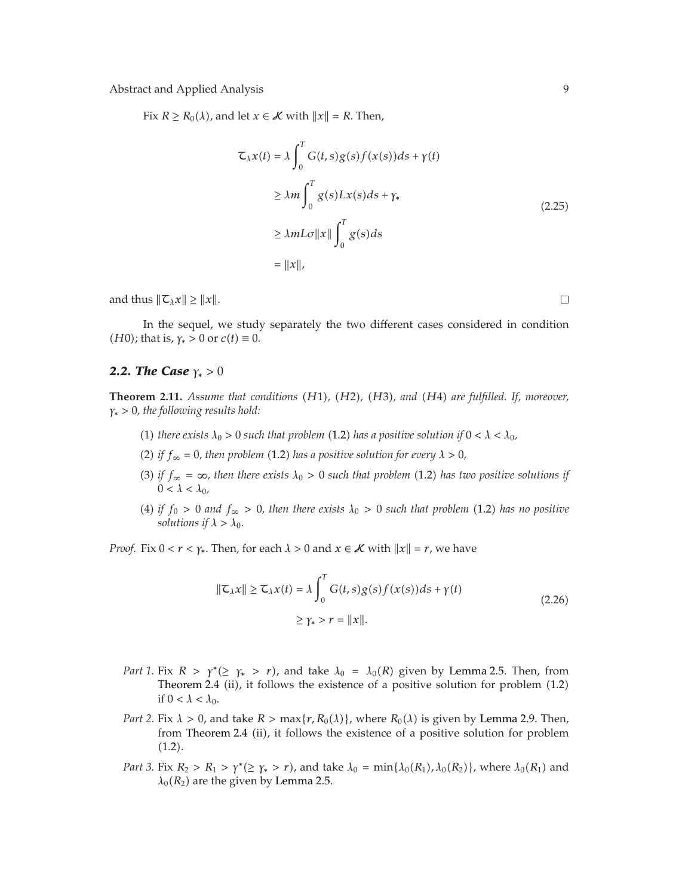Fix $R \geq R_0(\lambda)$, and let $x \in \mathcal{K}$ with $\|x\| = R$. Then,

$$
\begin{aligned}
\mathcal{T}_\lambda x(t) &= \lambda \int_0^T G(t,s) g(s) f(x(s)) ds + \gamma(t) \\
&\geq \lambda m \int_0^T g(s) L x(s) ds + \gamma_* \\
&\geq \lambda m L \sigma \|x\| \int_0^T g(s) ds \\
&= \|x\|,
\end{aligned}
\tag{2.25}
$$

and thus $\|\mathcal{T}_\lambda x\| \geq \|x\|$. □

In the sequel, we study separately the two different cases considered in condition $(H0)$; that is, $\gamma_* > 0$ or $c(t) \equiv 0$.

### *2.2. The Case* $\gamma_* > 0$

**Theorem 2.11.** *Assume that conditions* $(H1)$, $(H2)$, $(H3)$, *and* $(H4)$ *are fulfilled. If, moreover,* $\gamma_* > 0$, *the following results hold:*

(1) *there exists* $\lambda_0 > 0$ *such that problem* (1.2) *has a positive solution if* $0 < \lambda < \lambda_0$,

(2) *if* $f_\infty = 0$, *then problem* (1.2) *has a positive solution for every* $\lambda > 0$,

(3) *if* $f_\infty = \infty$, *then there exists* $\lambda_0 > 0$ *such that problem* (1.2) *has two positive solutions if* $0 < \lambda < \lambda_0$,

(4) *if* $f_0 > 0$ *and* $f_\infty > 0$, *then there exists* $\lambda_0 > 0$ *such that problem* (1.2) *has no positive solutions if* $\lambda > \lambda_0$.

*Proof.* Fix $0 < r < \gamma_*$. Then, for each $\lambda > 0$ and $x \in \mathcal{K}$ with $\|x\| = r$, we have

$$
\begin{aligned}
\|\mathcal{T}_\lambda x\| \geq \mathcal{T}_\lambda x(t) &= \lambda \int_0^T G(t,s) g(s) f(x(s)) ds + \gamma(t) \\
&\geq \gamma_* > r = \|x\|.
\end{aligned}
\tag{2.26}
$$

*Part 1.* Fix $R > \gamma^* (\geq \gamma_* > r)$, and take $\lambda_0 = \lambda_0(R)$ given by Lemma 2.5. Then, from Theorem 2.4 (ii), it follows the existence of a positive solution for problem (1.2) if $0 < \lambda < \lambda_0$.

*Part 2.* Fix $\lambda > 0$, and take $R > \max\{r, R_0(\lambda)\}$, where $R_0(\lambda)$ is given by Lemma 2.9. Then, from Theorem 2.4 (ii), it follows the existence of a positive solution for problem (1.2).

*Part 3.* Fix $R_2 > R_1 > \gamma^* (\geq \gamma_* > r)$, and take $\lambda_0 = \min\{\lambda_0(R_1), \lambda_0(R_2)\}$, where $\lambda_0(R_1)$ and $\lambda_0(R_2)$ are the given by Lemma 2.5.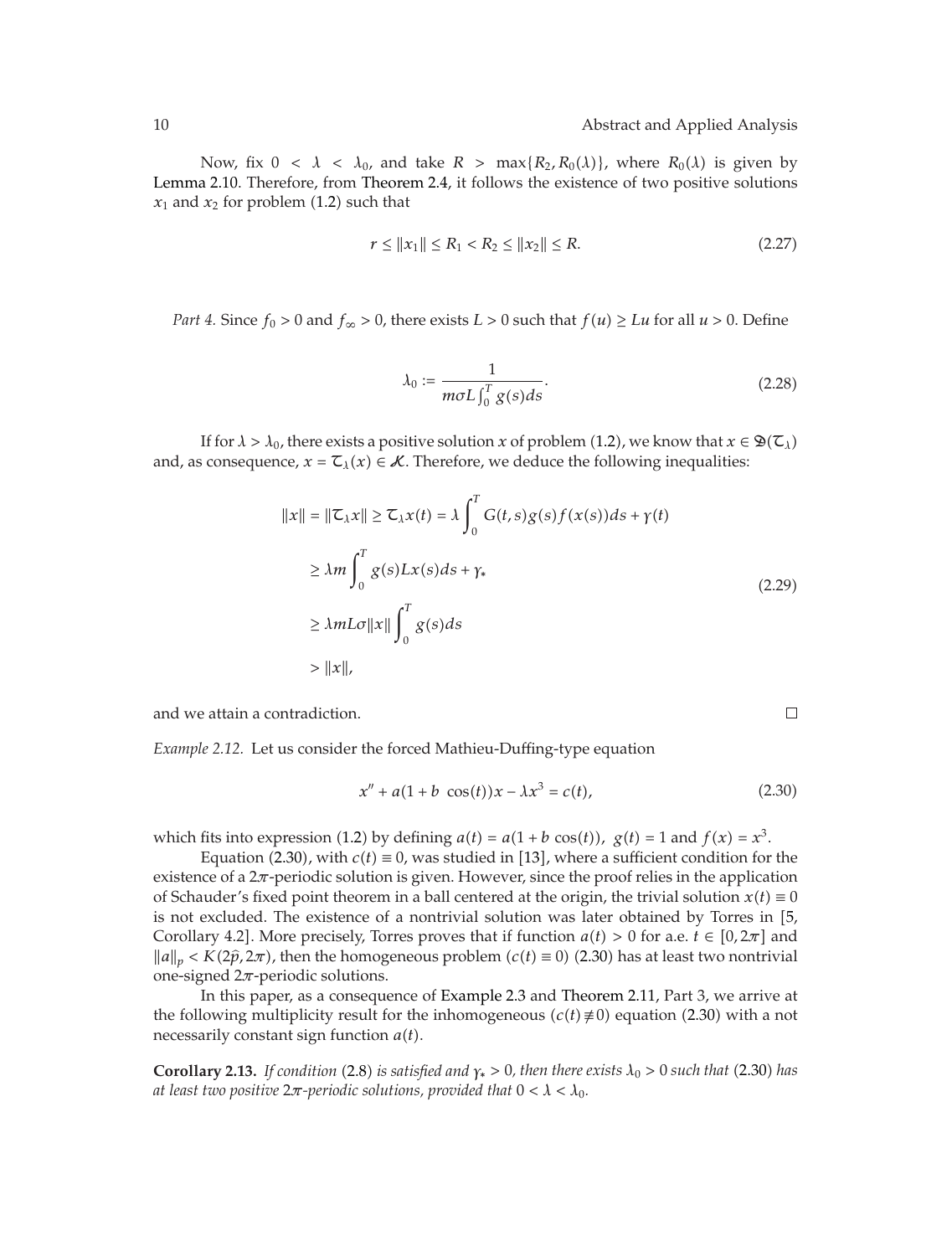Now, fix $0 < \lambda < \lambda_0$, and take $R > \max\{R_2, R_0(\lambda)\}$, where $R_0(\lambda)$ is given by Lemma 2.10. Therefore, from Theorem 2.4, it follows the existence of two positive solutions $x_1$ and $x_2$ for problem (1.2) such that

$$r \leq \|x_1\| \leq R_1 < R_2 \leq \|x_2\| \leq R. \tag{2.27}$$

*Part 4.* Since $f_0 > 0$ and $f_\infty > 0$, there exists $L > 0$ such that $f(u) \geq Lu$ for all $u > 0$. Define

$$\lambda_0 := \frac{1}{m\sigma L \int_0^T g(s)ds}. \tag{2.28}$$

If for $\lambda > \lambda_0$, there exists a positive solution $x$ of problem (1.2), we know that $x \in \mathfrak{D}(\mathcal{T}_\lambda)$ and, as consequence, $x = \mathcal{T}_\lambda(x) \in \mathcal{K}$. Therefore, we deduce the following inequalities:

$$\begin{aligned}
\|x\| = \|\mathcal{T}_\lambda x\| \geq \mathcal{T}_\lambda x(t) &= \lambda \int_0^T G(t,s)g(s)f(x(s))ds + \gamma(t) \\
&\geq \lambda m \int_0^T g(s)Lx(s)ds + \gamma_* \\
&\geq \lambda m L \sigma \|x\| \int_0^T g(s)ds \\
&> \|x\|,
\end{aligned} \tag{2.29}$$

and we attain a contradiction. □

*Example 2.12.* Let us consider the forced Mathieu-Duffing-type equation

$$x'' + a(1 + b\ \cos(t))x - \lambda x^3 = c(t), \tag{2.30}$$

which fits into expression (1.2) by defining $a(t) = a(1 + b\cos(t))$, $g(t) = 1$ and $f(x) = x^3$.

Equation (2.30), with $c(t) \equiv 0$, was studied in [13], where a sufficient condition for the existence of a $2\pi$-periodic solution is given. However, since the proof relies in the application of Schauder's fixed point theorem in a ball centered at the origin, the trivial solution $x(t) \equiv 0$ is not excluded. The existence of a nontrivial solution was later obtained by Torres in [5, Corollary 4.2]. More precisely, Torres proves that if function $a(t) > 0$ for a.e. $t \in [0, 2\pi]$ and $\|a\|_p < K(2\widetilde{p}, 2\pi)$, then the homogeneous problem ($c(t) \equiv 0$) (2.30) has at least two nontrivial one-signed $2\pi$-periodic solutions.

In this paper, as a consequence of Example 2.3 and Theorem 2.11, Part 3, we arrive at the following multiplicity result for the inhomogeneous ($c(t) \not\equiv 0$) equation (2.30) with a not necessarily constant sign function $a(t)$.

**Corollary 2.13.** *If condition* (2.8) *is satisfied and $\gamma_* > 0$, then there exists $\lambda_0 > 0$ such that* (2.30) *has at least two positive $2\pi$-periodic solutions, provided that $0 < \lambda < \lambda_0$.*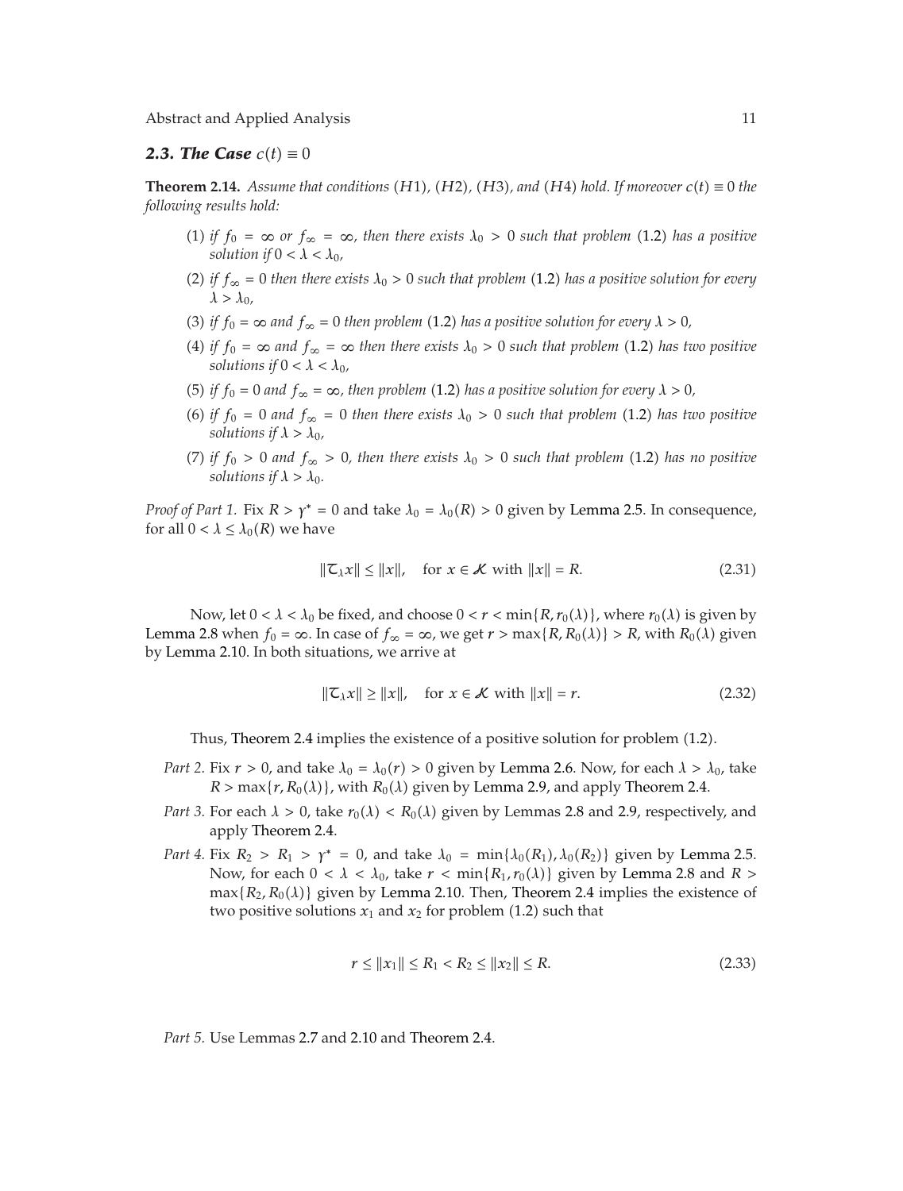### *2.3. The Case $c(t) \equiv 0$*

**Theorem 2.14.** *Assume that conditions $(H1)$, $(H2)$, $(H3)$, and $(H4)$ hold. If moreover $c(t) \equiv 0$ the following results hold:*

1. *if $f_0 = \infty$ or $f_\infty = \infty$, then there exists $\lambda_0 > 0$ such that problem (1.2) has a positive solution if $0 < \lambda < \lambda_0$,*
2. *if $f_\infty = 0$ then there exists $\lambda_0 > 0$ such that problem (1.2) has a positive solution for every $\lambda > \lambda_0$,*
3. *if $f_0 = \infty$ and $f_\infty = 0$ then problem (1.2) has a positive solution for every $\lambda > 0$,*
4. *if $f_0 = \infty$ and $f_\infty = \infty$ then there exists $\lambda_0 > 0$ such that problem (1.2) has two positive solutions if $0 < \lambda < \lambda_0$,*
5. *if $f_0 = 0$ and $f_\infty = \infty$, then problem (1.2) has a positive solution for every $\lambda > 0$,*
6. *if $f_0 = 0$ and $f_\infty = 0$ then there exists $\lambda_0 > 0$ such that problem (1.2) has two positive solutions if $\lambda > \lambda_0$,*
7. *if $f_0 > 0$ and $f_\infty > 0$, then there exists $\lambda_0 > 0$ such that problem (1.2) has no positive solutions if $\lambda > \lambda_0$.*

*Proof of Part 1.* Fix $R > \gamma^* = 0$ and take $\lambda_0 = \lambda_0(R) > 0$ given by Lemma 2.5. In consequence, for all $0 < \lambda \le \lambda_0(R)$ we have

$$\|\mathcal{T}_\lambda x\| \le \|x\|, \quad \text{for } x \in \mathcal{K} \text{ with } \|x\| = R. \tag{2.31}$$

Now, let $0 < \lambda < \lambda_0$ be fixed, and choose $0 < r < \min\{R, r_0(\lambda)\}$, where $r_0(\lambda)$ is given by Lemma 2.8 when $f_0 = \infty$. In case of $f_\infty = \infty$, we get $r > \max\{R, R_0(\lambda)\} > R$, with $R_0(\lambda)$ given by Lemma 2.10. In both situations, we arrive at

$$\|\mathcal{T}_\lambda x\| \ge \|x\|, \quad \text{for } x \in \mathcal{K} \text{ with } \|x\| = r. \tag{2.32}$$

Thus, Theorem 2.4 implies the existence of a positive solution for problem (1.2).

*Part 2.* Fix $r > 0$, and take $\lambda_0 = \lambda_0(r) > 0$ given by Lemma 2.6. Now, for each $\lambda > \lambda_0$, take $R > \max\{r, R_0(\lambda)\}$, with $R_0(\lambda)$ given by Lemma 2.9, and apply Theorem 2.4.

*Part 3.* For each $\lambda > 0$, take $r_0(\lambda) < R_0(\lambda)$ given by Lemmas 2.8 and 2.9, respectively, and apply Theorem 2.4.

*Part 4.* Fix $R_2 > R_1 > \gamma^* = 0$, and take $\lambda_0 = \min\{\lambda_0(R_1), \lambda_0(R_2)\}$ given by Lemma 2.5. Now, for each $0 < \lambda < \lambda_0$, take $r < \min\{R_1, r_0(\lambda)\}$ given by Lemma 2.8 and $R > \max\{R_2, R_0(\lambda)\}$ given by Lemma 2.10. Then, Theorem 2.4 implies the existence of two positive solutions $x_1$ and $x_2$ for problem (1.2) such that

$$r \le \|x_1\| \le R_1 < R_2 \le \|x_2\| \le R. \tag{2.33}$$

*Part 5.* Use Lemmas 2.7 and 2.10 and Theorem 2.4.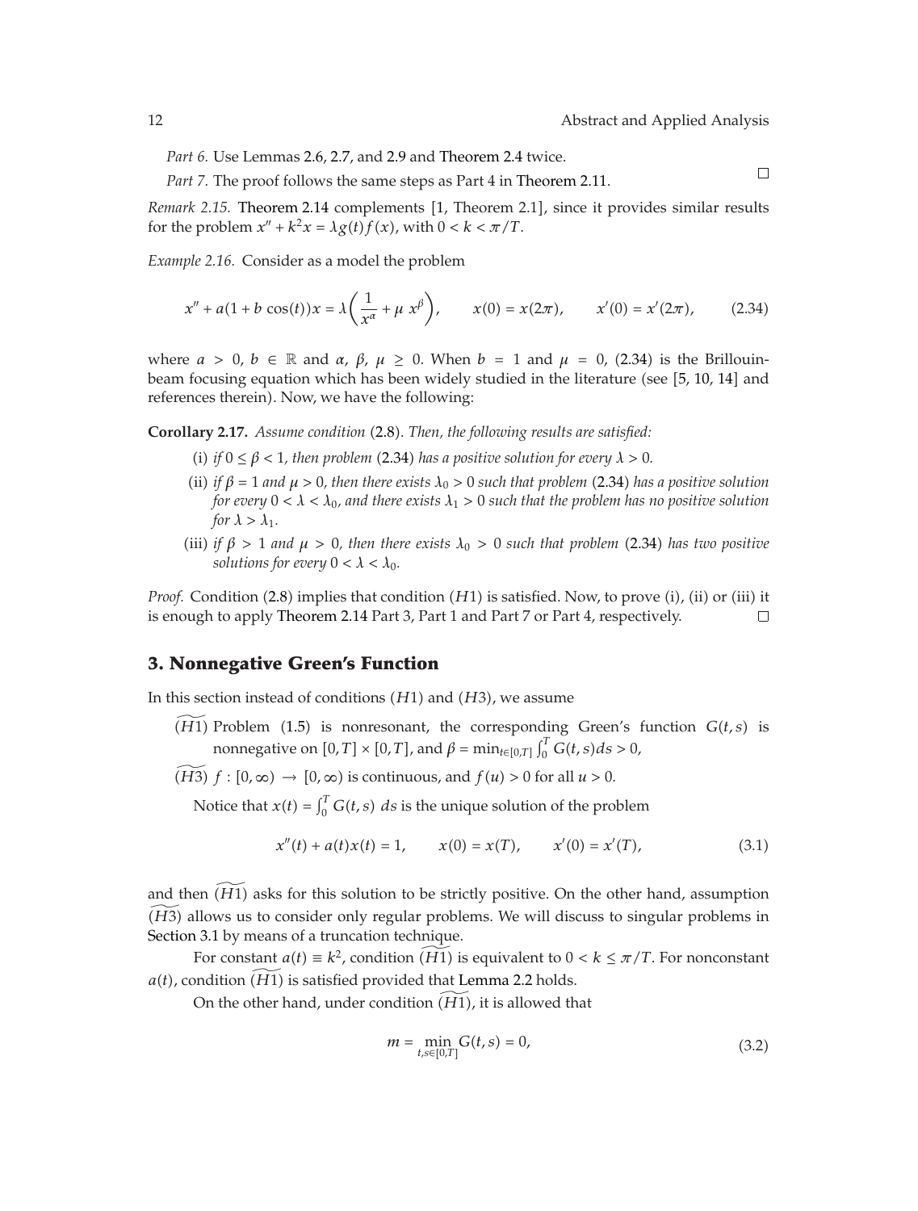*Part 6.* Use Lemmas 2.6, 2.7, and 2.9 and Theorem 2.4 twice.

*Part 7.* The proof follows the same steps as Part 4 in Theorem 2.11. □

*Remark 2.15.* Theorem 2.14 complements [1, Theorem 2.1], since it provides similar results for the problem $x'' + k^2 x = \lambda g(t) f(x)$, with $0 < k < \pi/T$.

*Example 2.16.* Consider as a model the problem

$$x'' + a(1 + b\cos(t))x = \lambda\left(\frac{1}{x^{\alpha}} + \mu\, x^{\beta}\right), \qquad x(0) = x(2\pi), \qquad x'(0) = x'(2\pi), \tag{2.34}$$

where $a > 0$, $b \in \mathbb{R}$ and $\alpha$, $\beta$, $\mu \geq 0$. When $b = 1$ and $\mu = 0$, (2.34) is the Brillouin-beam focusing equation which has been widely studied in the literature (see [5, 10, 14] and references therein). Now, we have the following:

**Corollary 2.17.** *Assume condition* (2.8)*. Then, the following results are satisfied:*

(i) *if $0 \leq \beta < 1$, then problem* (2.34) *has a positive solution for every $\lambda > 0$.*

(ii) *if $\beta = 1$ and $\mu > 0$, then there exists $\lambda_0 > 0$ such that problem* (2.34) *has a positive solution for every $0 < \lambda < \lambda_0$, and there exists $\lambda_1 > 0$ such that the problem has no positive solution for $\lambda > \lambda_1$.*

(iii) *if $\beta > 1$ and $\mu > 0$, then there exists $\lambda_0 > 0$ such that problem* (2.34) *has two positive solutions for every $0 < \lambda < \lambda_0$.*

*Proof.* Condition (2.8) implies that condition $(H1)$ is satisfied. Now, to prove (i), (ii) or (iii) it is enough to apply Theorem 2.14 Part 3, Part 1 and Part 7 or Part 4, respectively. □

## 3. Nonnegative Green's Function

In this section instead of conditions $(H1)$ and $(H3)$, we assume

$(\widetilde{H1})$ Problem (1.5) is nonresonant, the corresponding Green's function $G(t,s)$ is nonnegative on $[0,T] \times [0,T]$, and $\beta = \min_{t\in[0,T]} \int_0^T G(t,s)ds > 0$,

$(\widetilde{H3})$ $f : [0,\infty) \to [0,\infty)$ is continuous, and $f(u) > 0$ for all $u > 0$.

Notice that $x(t) = \int_0^T G(t,s)\, ds$ is the unique solution of the problem

$$x''(t) + a(t)x(t) = 1, \qquad x(0) = x(T), \qquad x'(0) = x'(T), \tag{3.1}$$

and then $(\widetilde{H1})$ asks for this solution to be strictly positive. On the other hand, assumption $(\widetilde{H3})$ allows us to consider only regular problems. We will discuss to singular problems in Section 3.1 by means of a truncation technique.

For constant $a(t) \equiv k^2$, condition $(\widetilde{H1})$ is equivalent to $0 < k \leq \pi/T$. For nonconstant $a(t)$, condition $(\widetilde{H1})$ is satisfied provided that Lemma 2.2 holds.

On the other hand, under condition $(\widetilde{H1})$, it is allowed that

$$m = \min_{t,s\in[0,T]} G(t,s) = 0, \tag{3.2}$$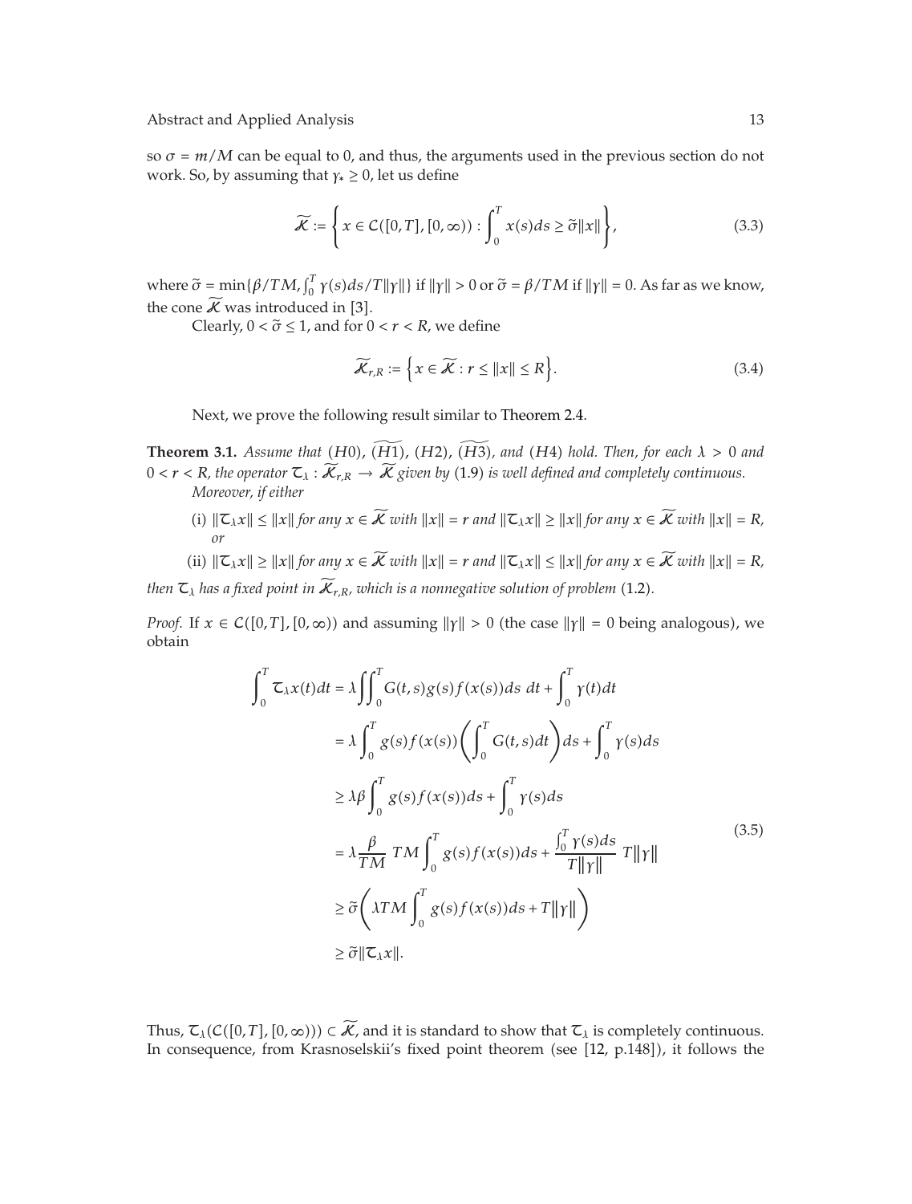so $\sigma = m/M$ can be equal to 0, and thus, the arguments used in the previous section do not work. So, by assuming that $\gamma_* \geq 0$, let us define

$$\widetilde{\mathcal{K}} := \left\{ x \in \mathcal{C}([0,T],[0,\infty)) : \int_0^T x(s)ds \geq \widetilde{\sigma}\|x\| \right\}, \tag{3.3}$$

where $\widetilde{\sigma} = \min\{\beta/TM, \int_0^T \gamma(s)ds/T\|\gamma\|\}$ if $\|\gamma\| > 0$ or $\widetilde{\sigma} = \beta/TM$ if $\|\gamma\| = 0$. As far as we know, the cone $\widetilde{\mathcal{K}}$ was introduced in [3].

Clearly, $0 < \widetilde{\sigma} \leq 1$, and for $0 < r < R$, we define

$$\widetilde{\mathcal{K}}_{r,R} := \left\{ x \in \widetilde{\mathcal{K}} : r \leq \|x\| \leq R \right\}. \tag{3.4}$$

Next, we prove the following result similar to Theorem 2.4.

**Theorem 3.1.** *Assume that* $(H0)$, $\widetilde{(H1)}$, $(H2)$, $\widetilde{(H3)}$, *and* $(H4)$ *hold. Then, for each* $\lambda > 0$ *and* $0 < r < R$, *the operator* $\mathcal{T}_\lambda : \widetilde{\mathcal{K}}_{r,R} \to \widetilde{\mathcal{K}}$ *given by* (1.9) *is well defined and completely continuous. Moreover, if either*

(i) $\|\mathcal{T}_\lambda x\| \leq \|x\|$ *for any* $x \in \widetilde{\mathcal{K}}$ *with* $\|x\| = r$ *and* $\|\mathcal{T}_\lambda x\| \geq \|x\|$ *for any* $x \in \widetilde{\mathcal{K}}$ *with* $\|x\| = R$, *or*

(ii) $\|\mathcal{T}_\lambda x\| \geq \|x\|$ *for any* $x \in \widetilde{\mathcal{K}}$ *with* $\|x\| = r$ *and* $\|\mathcal{T}_\lambda x\| \leq \|x\|$ *for any* $x \in \widetilde{\mathcal{K}}$ *with* $\|x\| = R$,

*then* $\mathcal{T}_\lambda$ *has a fixed point in* $\widetilde{\mathcal{K}}_{r,R}$, *which is a nonnegative solution of problem* (1.2).

*Proof.* If $x \in \mathcal{C}([0,T],[0,\infty))$ and assuming $\|\gamma\| > 0$ (the case $\|\gamma\| = 0$ being analogous), we obtain

$$\begin{aligned}
\int_0^T \mathcal{T}_\lambda x(t)dt &= \lambda \int\int_0^T G(t,s)g(s)f(x(s))ds\ dt + \int_0^T \gamma(t)dt \\
&= \lambda \int_0^T g(s)f(x(s))\left(\int_0^T G(t,s)dt\right)ds + \int_0^T \gamma(s)ds \\
&\geq \lambda\beta \int_0^T g(s)f(x(s))ds + \int_0^T \gamma(s)ds \\
&= \lambda \frac{\beta}{TM}\ TM \int_0^T g(s)f(x(s))ds + \frac{\int_0^T \gamma(s)ds}{T\|\gamma\|}\ T\|\gamma\| \\
&\geq \widetilde{\sigma}\left(\lambda TM \int_0^T g(s)f(x(s))ds + T\|\gamma\|\right) \\
&\geq \widetilde{\sigma}\|\mathcal{T}_\lambda x\|.
\end{aligned} \tag{3.5}$$

Thus, $\mathcal{T}_\lambda(\mathcal{C}([0,T],[0,\infty))) \subset \widetilde{\mathcal{K}}$, and it is standard to show that $\mathcal{T}_\lambda$ is completely continuous. In consequence, from Krasnoselskii's fixed point theorem (see [12, p.148]), it follows the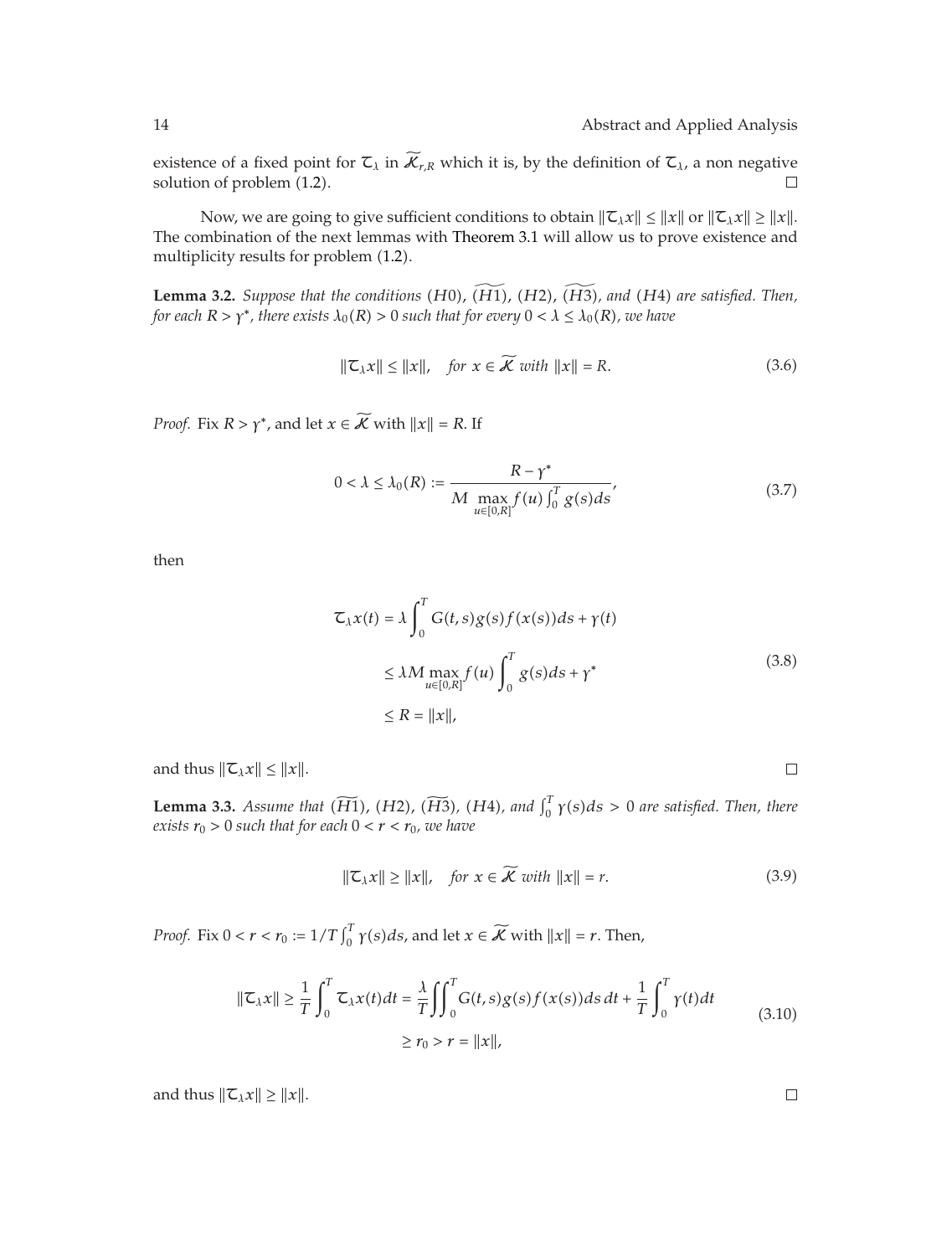existence of a fixed point for $\mathcal{T}_\lambda$ in $\widetilde{\mathcal{K}}_{r,R}$ which it is, by the definition of $\mathcal{T}_\lambda$, a non negative solution of problem (1.2). □

Now, we are going to give sufficient conditions to obtain $\|\mathcal{T}_\lambda x\| \le \|x\|$ or $\|\mathcal{T}_\lambda x\| \ge \|x\|$. The combination of the next lemmas with Theorem 3.1 will allow us to prove existence and multiplicity results for problem (1.2).

**Lemma 3.2.** *Suppose that the conditions* $(H0)$, $(\widetilde{H1})$, $(H2)$, $(\widetilde{H3})$, *and* $(H4)$ *are satisfied. Then, for each* $R > \gamma^*$, *there exists* $\lambda_0(R) > 0$ *such that for every* $0 < \lambda \le \lambda_0(R)$, *we have*

$$\|\mathcal{T}_\lambda x\| \le \|x\|, \quad \text{for } x \in \widetilde{\mathcal{K}} \text{ with } \|x\| = R. \tag{3.6}$$

*Proof.* Fix $R > \gamma^*$, and let $x \in \widetilde{\mathcal{K}}$ with $\|x\| = R$. If

$$0 < \lambda \le \lambda_0(R) := \frac{R - \gamma^*}{M \max_{u\in[0,R]} f(u) \int_0^T g(s)ds}, \tag{3.7}$$

then

$$\begin{aligned}
\mathcal{T}_\lambda x(t) &= \lambda \int_0^T G(t,s) g(s) f(x(s)) ds + \gamma(t) \\
&\le \lambda M \max_{u\in[0,R]} f(u) \int_0^T g(s) ds + \gamma^* \\
&\le R = \|x\|,
\end{aligned} \tag{3.8}$$

and thus $\|\mathcal{T}_\lambda x\| \le \|x\|$. □

**Lemma 3.3.** *Assume that* $(\widetilde{H1})$, $(H2)$, $(\widetilde{H3})$, $(H4)$, *and* $\int_0^T \gamma(s)ds > 0$ *are satisfied. Then, there exists* $r_0 > 0$ *such that for each* $0 < r < r_0$, *we have*

$$\|\mathcal{T}_\lambda x\| \ge \|x\|, \quad \text{for } x \in \widetilde{\mathcal{K}} \text{ with } \|x\| = r. \tag{3.9}$$

*Proof.* Fix $0 < r < r_0 := 1/T \int_0^T \gamma(s)ds$, and let $x \in \widetilde{\mathcal{K}}$ with $\|x\| = r$. Then,

$$\begin{aligned}
\|\mathcal{T}_\lambda x\| \ge \frac{1}{T}\int_0^T \mathcal{T}_\lambda x(t) dt &= \frac{\lambda}{T} \iint_0^T G(t,s) g(s) f(x(s)) ds\, dt + \frac{1}{T}\int_0^T \gamma(t) dt \\
&\ge r_0 > r = \|x\|,
\end{aligned} \tag{3.10}$$

and thus $\|\mathcal{T}_\lambda x\| \ge \|x\|$. □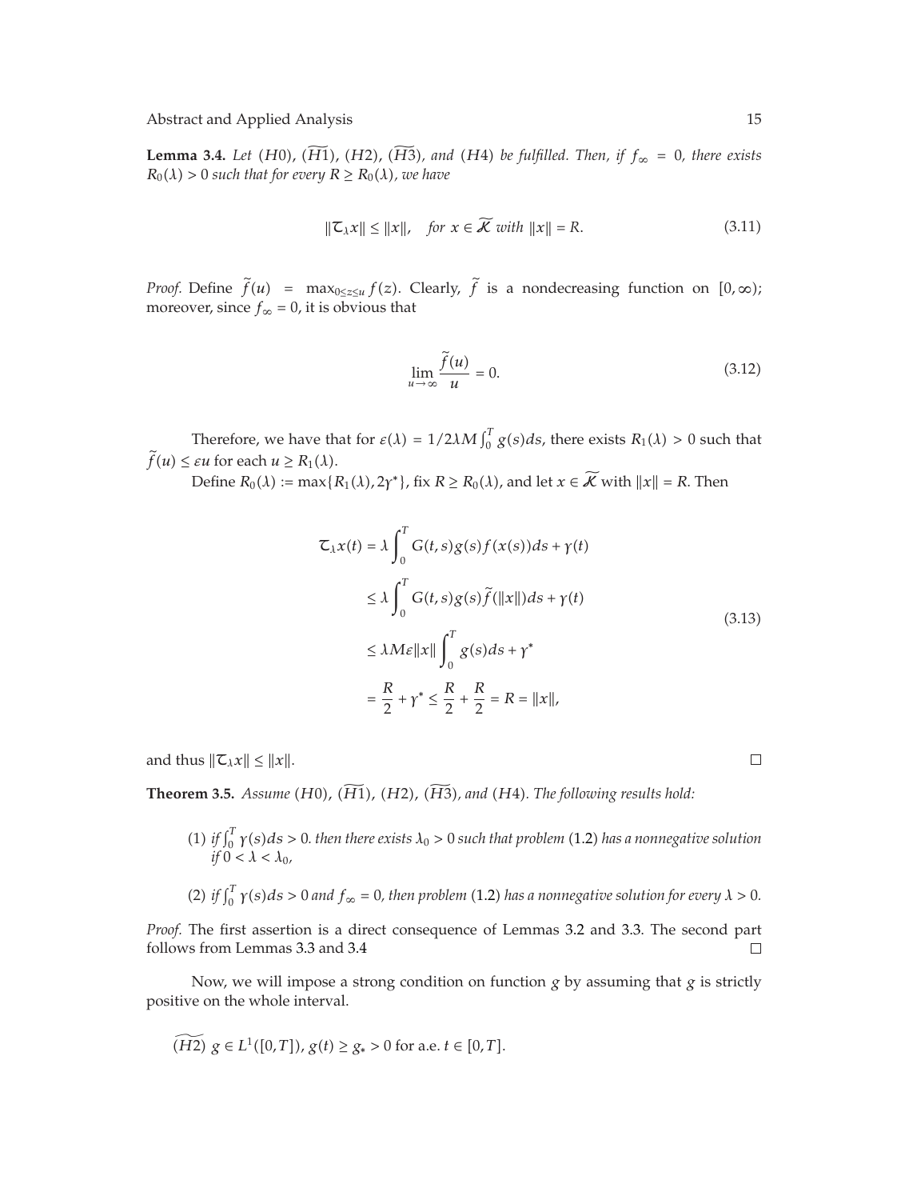**Lemma 3.4.** *Let* $(H0)$, $(\widetilde{H1})$, $(H2)$, $(\widetilde{H3})$, *and* $(H4)$ *be fulfilled. Then, if* $f_\infty = 0$, *there exists* $R_0(\lambda) > 0$ *such that for every* $R \geq R_0(\lambda)$, *we have*

$$\|\mathcal{T}_\lambda x\| \leq \|x\|, \quad \text{for } x \in \widetilde{\mathcal{K}} \text{ with } \|x\| = R. \tag{3.11}$$

*Proof.* Define $\widetilde{f}(u) = \max_{0 \leq z \leq u} f(z)$. Clearly, $\widetilde{f}$ is a nondecreasing function on $[0, \infty)$; moreover, since $f_\infty = 0$, it is obvious that

$$\lim_{u \to \infty} \frac{\widetilde{f}(u)}{u} = 0. \tag{3.12}$$

Therefore, we have that for $\varepsilon(\lambda) = 1/2\lambda M \int_0^T g(s)ds$, there exists $R_1(\lambda) > 0$ such that $\widetilde{f}(u) \leq \varepsilon u$ for each $u \geq R_1(\lambda)$.

Define $R_0(\lambda) := \max\{R_1(\lambda), 2\gamma^*\}$, fix $R \geq R_0(\lambda)$, and let $x \in \widetilde{\mathcal{K}}$ with $\|x\| = R$. Then

$$\begin{aligned}
\mathcal{T}_\lambda x(t) &= \lambda \int_0^T G(t,s) g(s) f(x(s)) ds + \gamma(t) \\
&\leq \lambda \int_0^T G(t,s) g(s) \widetilde{f}(\|x\|) ds + \gamma(t) \\
&\leq \lambda M \varepsilon \|x\| \int_0^T g(s) ds + \gamma^* \\
&= \frac{R}{2} + \gamma^* \leq \frac{R}{2} + \frac{R}{2} = R = \|x\|,
\end{aligned} \tag{3.13}$$

and thus $\|\mathcal{T}_\lambda x\| \leq \|x\|$. □

**Theorem 3.5.** *Assume* $(H0)$, $(\widetilde{H1})$, $(H2)$, $(\widetilde{H3})$, *and* $(H4)$. *The following results hold:*

(1) *if* $\int_0^T \gamma(s)ds > 0$. *then there exists* $\lambda_0 > 0$ *such that problem* (1.2) *has a nonnegative solution if* $0 < \lambda < \lambda_0$,

(2) *if* $\int_0^T \gamma(s)ds > 0$ *and* $f_\infty = 0$, *then problem* (1.2) *has a nonnegative solution for every* $\lambda > 0$.

*Proof.* The first assertion is a direct consequence of Lemmas 3.2 and 3.3. The second part follows from Lemmas 3.3 and 3.4 □

Now, we will impose a strong condition on function $g$ by assuming that $g$ is strictly positive on the whole interval.

$(\widetilde{H2})$ $g \in L^1([0,T])$, $g(t) \geq g_* > 0$ for a.e. $t \in [0,T]$.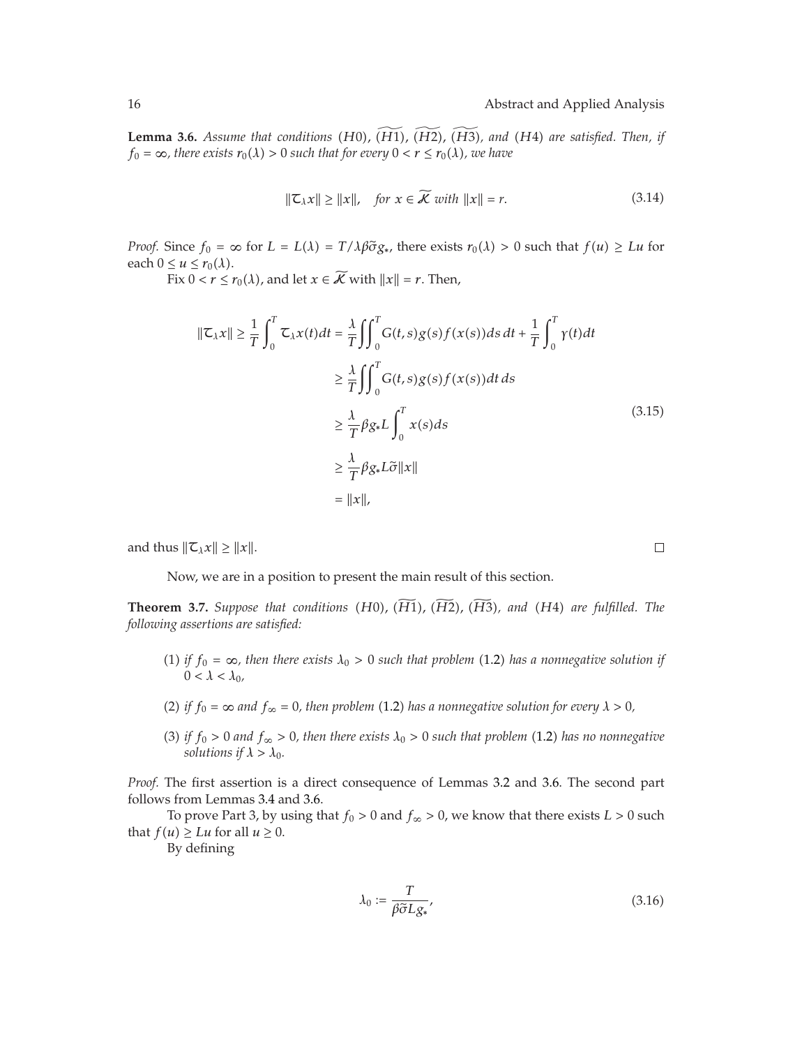**Lemma 3.6.** *Assume that conditions* $(H0)$, $(\widetilde{H1})$, $(\widetilde{H2})$, $(\widetilde{H3})$, *and* $(H4)$ *are satisfied. Then, if* $f_0 = \infty$, *there exists* $r_0(\lambda) > 0$ *such that for every* $0 < r \leq r_0(\lambda)$, *we have*

$$\|\mathcal{T}_\lambda x\| \geq \|x\|, \quad \text{for } x \in \widetilde{\mathcal{K}} \text{ with } \|x\| = r. \tag{3.14}$$

*Proof.* Since $f_0 = \infty$ for $L = L(\lambda) = T/\lambda\beta\widetilde{\sigma}g_*$, there exists $r_0(\lambda) > 0$ such that $f(u) \geq Lu$ for each $0 \leq u \leq r_0(\lambda)$.

Fix $0 < r \leq r_0(\lambda)$, and let $x \in \widetilde{\mathcal{K}}$ with $\|x\| = r$. Then,

$$\begin{aligned}
\|\mathcal{T}_\lambda x\| \geq \frac{1}{T}\int_0^T \mathcal{T}_\lambda x(t)dt &= \frac{\lambda}{T}\iint_0^T G(t,s)g(s)f(x(s))ds\,dt + \frac{1}{T}\int_0^T \gamma(t)dt \\
&\geq \frac{\lambda}{T}\iint_0^T G(t,s)g(s)f(x(s))dt\,ds \\
&\geq \frac{\lambda}{T}\beta g_* L\int_0^T x(s)ds \\
&\geq \frac{\lambda}{T}\beta g_* L\widetilde{\sigma}\|x\| \\
&= \|x\|,
\end{aligned} \tag{3.15}$$

and thus $\|\mathcal{T}_\lambda x\| \geq \|x\|$. ∎

Now, we are in a position to present the main result of this section.

**Theorem 3.7.** *Suppose that conditions* $(H0)$, $(\widetilde{H1})$, $(\widetilde{H2})$, $(\widetilde{H3})$, *and* $(H4)$ *are fulfilled. The following assertions are satisfied:*

(1) *if* $f_0 = \infty$, *then there exists* $\lambda_0 > 0$ *such that problem* (1.2) *has a nonnegative solution if* $0 < \lambda < \lambda_0$,

(2) *if* $f_0 = \infty$ *and* $f_\infty = 0$, *then problem* (1.2) *has a nonnegative solution for every* $\lambda > 0$,

(3) *if* $f_0 > 0$ *and* $f_\infty > 0$, *then there exists* $\lambda_0 > 0$ *such that problem* (1.2) *has no nonnegative solutions if* $\lambda > \lambda_0$.

*Proof.* The first assertion is a direct consequence of Lemmas 3.2 and 3.6. The second part follows from Lemmas 3.4 and 3.6.

To prove Part 3, by using that $f_0 > 0$ and $f_\infty > 0$, we know that there exists $L > 0$ such that $f(u) \geq Lu$ for all $u \geq 0$.

By defining

$$\lambda_0 := \frac{T}{\beta\widetilde{\sigma}Lg_*}, \tag{3.16}$$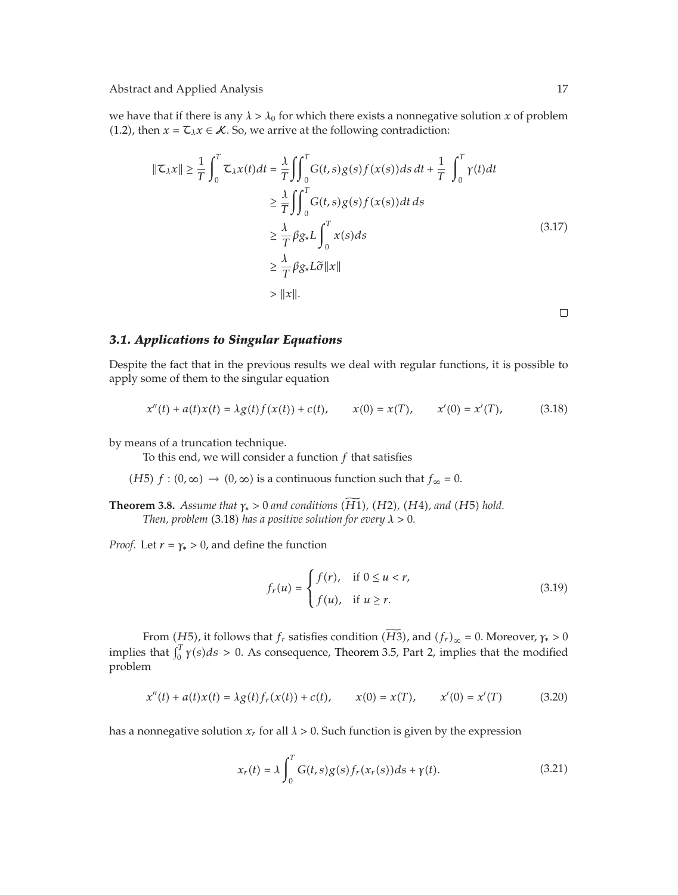we have that if there is any $\lambda > \lambda_0$ for which there exists a nonnegative solution $x$ of problem (1.2), then $x = \mathcal{T}_\lambda x \in \mathcal{K}$. So, we arrive at the following contradiction:

$$
\begin{aligned}
\|\mathcal{T}_\lambda x\| \geq \frac{1}{T}\int_0^T \mathcal{T}_\lambda x(t)dt &= \frac{\lambda}{T}\iint_0^T G(t,s)g(s)f(x(s))ds\,dt + \frac{1}{T}\int_0^T \gamma(t)dt \\
&\geq \frac{\lambda}{T}\iint_0^T G(t,s)g(s)f(x(s))dt\,ds \\
&\geq \frac{\lambda}{T}\beta g_* L\int_0^T x(s)ds \\
&\geq \frac{\lambda}{T}\beta g_* L\widetilde{\sigma}\|x\| \\
&> \|x\|.
\end{aligned}
\tag{3.17}
$$

□

### 3.1. Applications to Singular Equations

Despite the fact that in the previous results we deal with regular functions, it is possible to apply some of them to the singular equation

$$
x''(t) + a(t)x(t) = \lambda g(t)f(x(t)) + c(t), \qquad x(0) = x(T), \qquad x'(0) = x'(T), \tag{3.18}
$$

by means of a truncation technique.

To this end, we will consider a function $f$ that satisfies

($H5$) $f : (0,\infty) \to (0,\infty)$ is a continuous function such that $f_\infty = 0$.

**Theorem 3.8.** *Assume that $\gamma_* > 0$ and conditions $(\widetilde{H1})$, $(H2)$, $(H4)$, and $(H5)$ hold. Then, problem* (3.18) *has a positive solution for every $\lambda > 0$.*

*Proof.* Let $r = \gamma_* > 0$, and define the function

$$
f_r(u) = \begin{cases} f(r), & \text{if } 0 \leq u < r, \\ f(u), & \text{if } u \geq r. \end{cases} \tag{3.19}
$$

From ($H5$), it follows that $f_r$ satisfies condition $(\widetilde{H3})$, and $(f_r)_\infty = 0$. Moreover, $\gamma_* > 0$ implies that $\int_0^T \gamma(s)ds > 0$. As consequence, Theorem 3.5, Part 2, implies that the modified problem

$$
x''(t) + a(t)x(t) = \lambda g(t)f_r(x(t)) + c(t), \qquad x(0) = x(T), \qquad x'(0) = x'(T) \tag{3.20}
$$

has a nonnegative solution $x_r$ for all $\lambda > 0$. Such function is given by the expression

$$
x_r(t) = \lambda\int_0^T G(t,s)g(s)f_r(x_r(s))ds + \gamma(t). \tag{3.21}
$$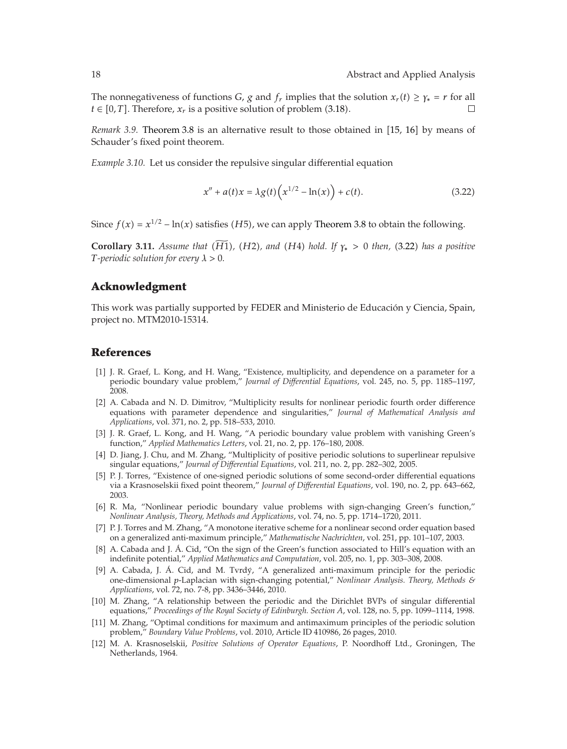The nonnegativeness of functions $G$, $g$ and $f_r$ implies that the solution $x_r(t) \geq \gamma_* = r$ for all $t \in [0, T]$. Therefore, $x_r$ is a positive solution of problem (3.18). □

*Remark 3.9.* Theorem 3.8 is an alternative result to those obtained in [15, 16] by means of Schauder's fixed point theorem.

*Example 3.10.* Let us consider the repulsive singular differential equation

$$x'' + a(t)x = \lambda g(t)\left(x^{1/2} - \ln(x)\right) + c(t). \tag{3.22}$$

Since $f(x) = x^{1/2} - \ln(x)$ satisfies $(H5)$, we can apply Theorem 3.8 to obtain the following.

**Corollary 3.11.** *Assume that* $(\widetilde{H1})$, $(H2)$, *and* $(H4)$ *hold. If* $\gamma_* > 0$ *then,* (3.22) *has a positive* $T$*-periodic solution for every* $\lambda > 0$.

## Acknowledgment

This work was partially supported by FEDER and Ministerio de Educación y Ciencia, Spain, project no. MTM2010-15314.

## References

[1] J. R. Graef, L. Kong, and H. Wang, "Existence, multiplicity, and dependence on a parameter for a periodic boundary value problem," *Journal of Differential Equations*, vol. 245, no. 5, pp. 1185–1197, 2008.

[2] A. Cabada and N. D. Dimitrov, "Multiplicity results for nonlinear periodic fourth order difference equations with parameter dependence and singularities," *Journal of Mathematical Analysis and Applications*, vol. 371, no. 2, pp. 518–533, 2010.

[3] J. R. Graef, L. Kong, and H. Wang, "A periodic boundary value problem with vanishing Green's function," *Applied Mathematics Letters*, vol. 21, no. 2, pp. 176–180, 2008.

[4] D. Jiang, J. Chu, and M. Zhang, "Multiplicity of positive periodic solutions to superlinear repulsive singular equations," *Journal of Differential Equations*, vol. 211, no. 2, pp. 282–302, 2005.

[5] P. J. Torres, "Existence of one-signed periodic solutions of some second-order differential equations via a Krasnoselskii fixed point theorem," *Journal of Differential Equations*, vol. 190, no. 2, pp. 643–662, 2003.

[6] R. Ma, "Nonlinear periodic boundary value problems with sign-changing Green's function," *Nonlinear Analysis, Theory, Methods and Applications*, vol. 74, no. 5, pp. 1714–1720, 2011.

[7] P. J. Torres and M. Zhang, "A monotone iterative scheme for a nonlinear second order equation based on a generalized anti-maximum principle," *Mathematische Nachrichten*, vol. 251, pp. 101–107, 2003.

[8] A. Cabada and J. Á. Cid, "On the sign of the Green's function associated to Hill's equation with an indefinite potential," *Applied Mathematics and Computation*, vol. 205, no. 1, pp. 303–308, 2008.

[9] A. Cabada, J. Á. Cid, and M. Tvrdý, "A generalized anti-maximum principle for the periodic one-dimensional $p$-Laplacian with sign-changing potential," *Nonlinear Analysis. Theory, Methods & Applications*, vol. 72, no. 7-8, pp. 3436–3446, 2010.

[10] M. Zhang, "A relationship between the periodic and the Dirichlet BVPs of singular differential equations," *Proceedings of the Royal Society of Edinburgh. Section A*, vol. 128, no. 5, pp. 1099–1114, 1998.

[11] M. Zhang, "Optimal conditions for maximum and antimaximum principles of the periodic solution problem," *Boundary Value Problems*, vol. 2010, Article ID 410986, 26 pages, 2010.

[12] M. A. Krasnoselskii, *Positive Solutions of Operator Equations*, P. Noordhoff Ltd., Groningen, The Netherlands, 1964.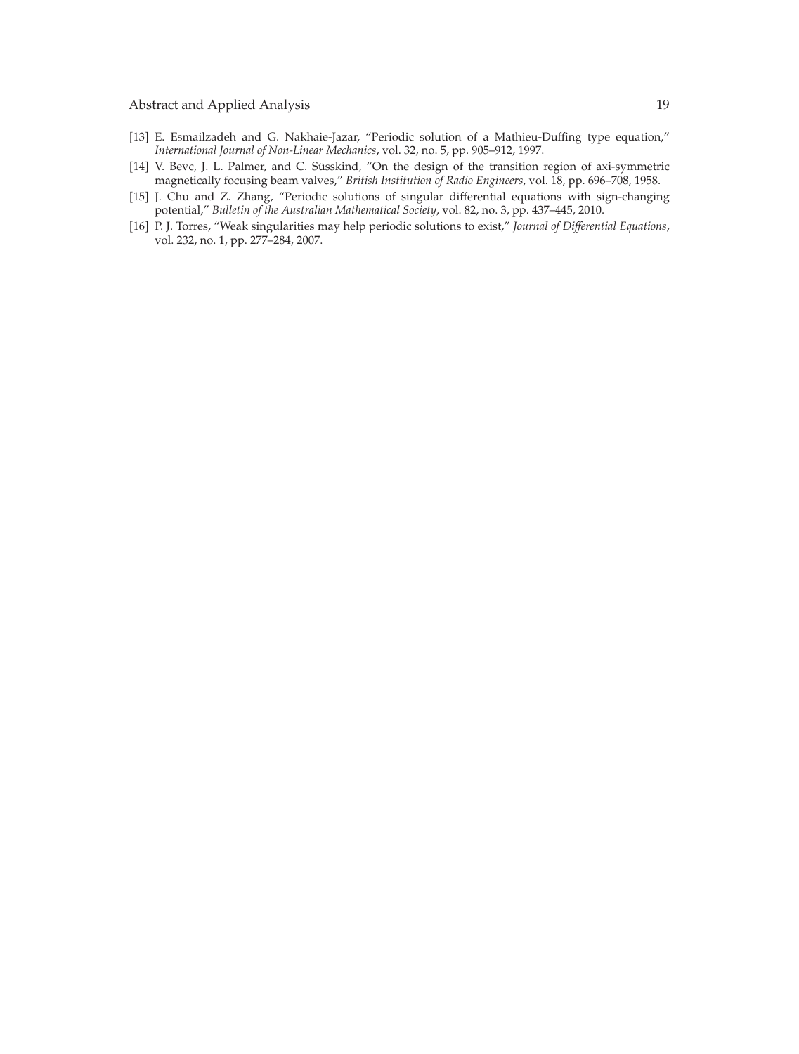[13] E. Esmailzadeh and G. Nakhaie-Jazar, "Periodic solution of a Mathieu-Duffing type equation," *International Journal of Non-Linear Mechanics*, vol. 32, no. 5, pp. 905–912, 1997.

[14] V. Bevc, J. L. Palmer, and C. Süsskind, "On the design of the transition region of axi-symmetric magnetically focusing beam valves," *British Institution of Radio Engineers*, vol. 18, pp. 696–708, 1958.

[15] J. Chu and Z. Zhang, "Periodic solutions of singular differential equations with sign-changing potential," *Bulletin of the Australian Mathematical Society*, vol. 82, no. 3, pp. 437–445, 2010.

[16] P. J. Torres, "Weak singularities may help periodic solutions to exist," *Journal of Differential Equations*, vol. 232, no. 1, pp. 277–284, 2007.